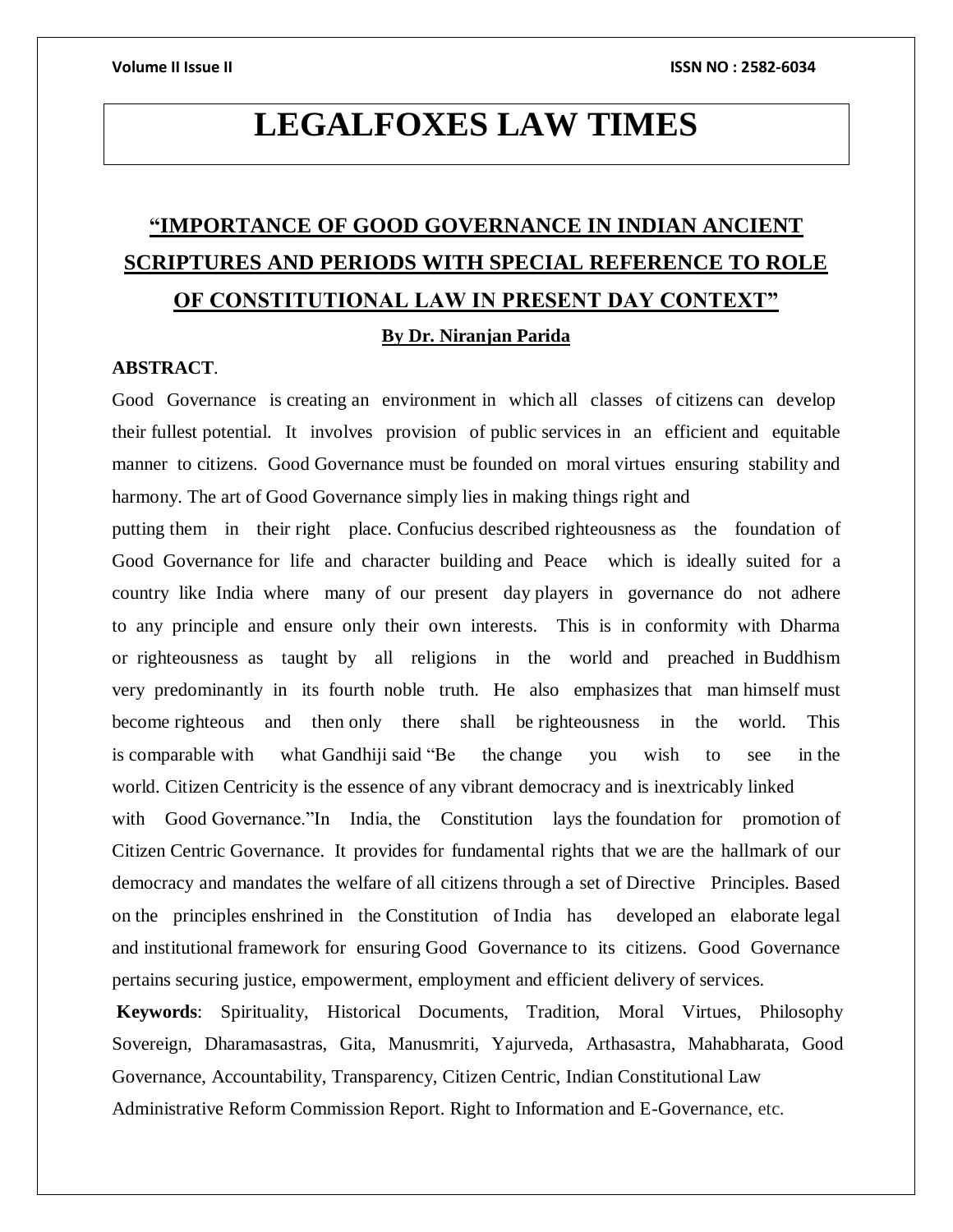# LEGALFOXES LAW TIMES

## "IMPORTANCE OF GOOD GOVERNANCE IN INDIAN ANCIENT SCRIPTURES AND PERIODS WITH SPECIAL REFERENCE TO ROLE OF CONSTITUTIONAL LAW IN PRESENT DAY CONTEXT"

**By Dr. Niranjan Parida**

**ABSTRACT**.

Good Governance is creating an environment in which all classes of citizens can develop their fullest potential. It involves provision of public services in an efficient and equitable manner to citizens. Good Governance must be founded on moral virtues ensuring stability and harmony. The art of Good Governance simply lies in making things right and putting them in their right place. Confucius described righteousness as the foundation of Good Governance for life and character building and Peace which is ideally suited for a country like India where many of our present day players in governance do not adhere to any principle and ensure only their own interests. This is in conformity with Dharma or righteousness as taught by all religions in the world and preached in Buddhism very predominantly in its fourth noble truth. He also emphasizes that man himself must become righteous and then only there shall be righteousness in the world. This is comparable with what Gandhiji said "Be the change you wish to see in the world. Citizen Centricity is the essence of any vibrant democracy and is inextricably linked with Good Governance."In India, the Constitution lays the foundation for promotion of Citizen Centric Governance. It provides for fundamental rights that we are the hallmark of our democracy and mandates the welfare of all citizens through a set of Directive Principles. Based on the principles enshrined in the Constitution of India has developed an elaborate legal and institutional framework for ensuring Good Governance to its citizens. Good Governance pertains securing justice, empowerment, employment and efficient delivery of services.

**Keywords**: Spirituality, Historical Documents, Tradition, Moral Virtues, Philosophy Sovereign, Dharamasastras, Gita, Manusmriti, Yajurveda, Arthasastra, Mahabharata, Good Governance, Accountability, Transparency, Citizen Centric, Indian Constitutional Law Administrative Reform Commission Report. Right to Information and E-Governance, etc.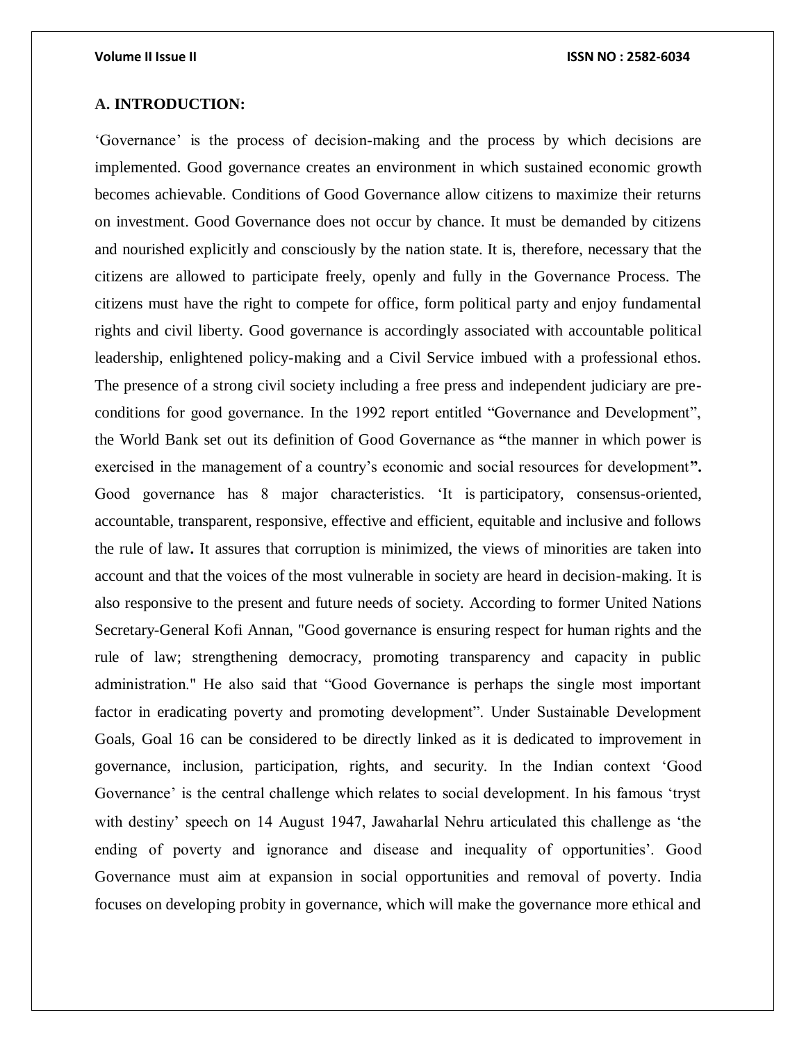## A. INTRODUCTION:

'Governance' is the process of decision-making and the process by which decisions are implemented. Good governance creates an environment in which sustained economic growth becomes achievable. Conditions of Good Governance allow citizens to maximize their returns on investment. Good Governance does not occur by chance. It must be demanded by citizens and nourished explicitly and consciously by the nation state. It is, therefore, necessary that the citizens are allowed to participate freely, openly and fully in the Governance Process. The citizens must have the right to compete for office, form political party and enjoy fundamental rights and civil liberty. Good governance is accordingly associated with accountable political leadership, enlightened policy-making and a Civil Service imbued with a professional ethos. The presence of a strong civil society including a free press and independent judiciary are pre-conditions for good governance. In the 1992 report entitled "Governance and Development", the World Bank set out its definition of Good Governance as **"**the manner in which power is exercised in the management of a country's economic and social resources for development**".** Good governance has 8 major characteristics. 'It is participatory, consensus-oriented, accountable, transparent, responsive, effective and efficient, equitable and inclusive and follows the rule of law**.** It assures that corruption is minimized, the views of minorities are taken into account and that the voices of the most vulnerable in society are heard in decision-making. It is also responsive to the present and future needs of society. According to former United Nations Secretary-General Kofi Annan, "Good governance is ensuring respect for human rights and the rule of law; strengthening democracy, promoting transparency and capacity in public administration." He also said that "Good Governance is perhaps the single most important factor in eradicating poverty and promoting development". Under Sustainable Development Goals, Goal 16 can be considered to be directly linked as it is dedicated to improvement in governance, inclusion, participation, rights, and security. In the Indian context 'Good Governance' is the central challenge which relates to social development. In his famous 'tryst with destiny' speech on 14 August 1947, Jawaharlal Nehru articulated this challenge as 'the ending of poverty and ignorance and disease and inequality of opportunities'. Good Governance must aim at expansion in social opportunities and removal of poverty. India focuses on developing probity in governance, which will make the governance more ethical and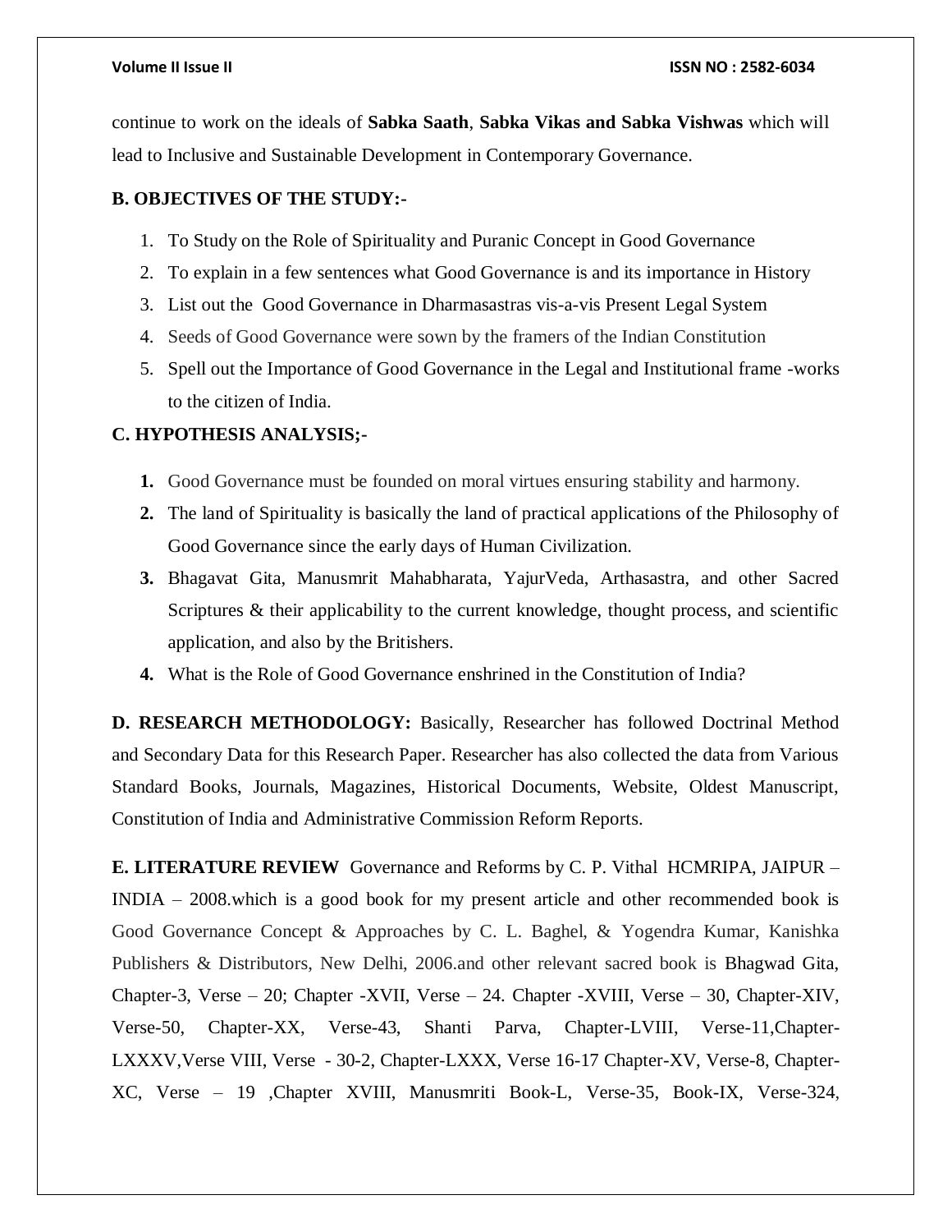continue to work on the ideals of **Sabka Saath**, **Sabka Vikas and Sabka Vishwas** which will lead to Inclusive and Sustainable Development in Contemporary Governance.

**B. OBJECTIVES OF THE STUDY:-**

1. To Study on the Role of Spirituality and Puranic Concept in Good Governance
2. To explain in a few sentences what Good Governance is and its importance in History
3. List out the Good Governance in Dharmasastras vis-a-vis Present Legal System
4. Seeds of Good Governance were sown by the framers of the Indian Constitution
5. Spell out the Importance of Good Governance in the Legal and Institutional frame -works to the citizen of India.

**C. HYPOTHESIS ANALYSIS;-**

1. Good Governance must be founded on moral virtues ensuring stability and harmony.
2. The land of Spirituality is basically the land of practical applications of the Philosophy of Good Governance since the early days of Human Civilization.
3. Bhagavat Gita, Manusmrit Mahabharata, YajurVeda, Arthasastra, and other Sacred Scriptures & their applicability to the current knowledge, thought process, and scientific application, and also by the Britishers.
4. What is the Role of Good Governance enshrined in the Constitution of India?

**D. RESEARCH METHODOLOGY:** Basically, Researcher has followed Doctrinal Method and Secondary Data for this Research Paper. Researcher has also collected the data from Various Standard Books, Journals, Magazines, Historical Documents, Website, Oldest Manuscript, Constitution of India and Administrative Commission Reform Reports.

**E. LITERATURE REVIEW** Governance and Reforms by C. P. Vithal HCMRIPA, JAIPUR – INDIA – 2008.which is a good book for my present article and other recommended book is Good Governance Concept & Approaches by C. L. Baghel, & Yogendra Kumar, Kanishka Publishers & Distributors, New Delhi, 2006.and other relevant sacred book is Bhagwad Gita, Chapter-3, Verse – 20; Chapter -XVII, Verse – 24. Chapter -XVIII, Verse – 30, Chapter-XIV, Verse-50, Chapter-XX, Verse-43, Shanti Parva, Chapter-LVIII, Verse-11,Chapter-LXXXV,Verse VIII, Verse - 30-2, Chapter-LXXX, Verse 16-17 Chapter-XV, Verse-8, Chapter-XC, Verse – 19 ,Chapter XVIII, Manusmriti Book-L, Verse-35, Book-IX, Verse-324,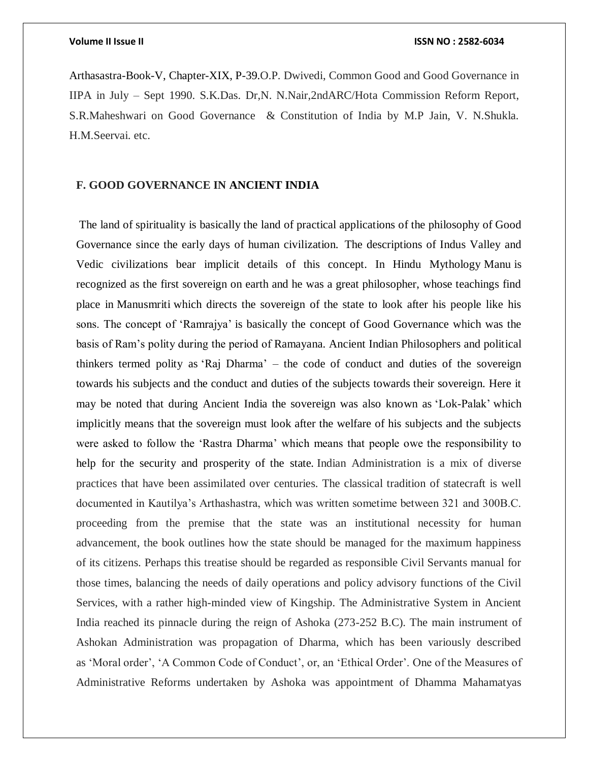Arthasastra-Book-V, Chapter-XIX, P-39.O.P. Dwivedi, Common Good and Good Governance in IIPA in July – Sept 1990. S.K.Das. Dr,N. N.Nair,2ndARC/Hota Commission Reform Report, S.R.Maheshwari on Good Governance & Constitution of India by M.P Jain, V. N.Shukla. H.M.Seervai. etc.

## F. GOOD GOVERNANCE IN ANCIENT INDIA

The land of spirituality is basically the land of practical applications of the philosophy of Good Governance since the early days of human civilization. The descriptions of Indus Valley and Vedic civilizations bear implicit details of this concept. In Hindu Mythology Manu is recognized as the first sovereign on earth and he was a great philosopher, whose teachings find place in Manusmriti which directs the sovereign of the state to look after his people like his sons. The concept of 'Ramrajya' is basically the concept of Good Governance which was the basis of Ram's polity during the period of Ramayana. Ancient Indian Philosophers and political thinkers termed polity as 'Raj Dharma' – the code of conduct and duties of the sovereign towards his subjects and the conduct and duties of the subjects towards their sovereign. Here it may be noted that during Ancient India the sovereign was also known as 'Lok-Palak' which implicitly means that the sovereign must look after the welfare of his subjects and the subjects were asked to follow the 'Rastra Dharma' which means that people owe the responsibility to help for the security and prosperity of the state. Indian Administration is a mix of diverse practices that have been assimilated over centuries. The classical tradition of statecraft is well documented in Kautilya's Arthashastra, which was written sometime between 321 and 300B.C. proceeding from the premise that the state was an institutional necessity for human advancement, the book outlines how the state should be managed for the maximum happiness of its citizens. Perhaps this treatise should be regarded as responsible Civil Servants manual for those times, balancing the needs of daily operations and policy advisory functions of the Civil Services, with a rather high-minded view of Kingship. The Administrative System in Ancient India reached its pinnacle during the reign of Ashoka (273-252 B.C). The main instrument of Ashokan Administration was propagation of Dharma, which has been variously described as 'Moral order', 'A Common Code of Conduct', or, an 'Ethical Order'. One of the Measures of Administrative Reforms undertaken by Ashoka was appointment of Dhamma Mahamatyas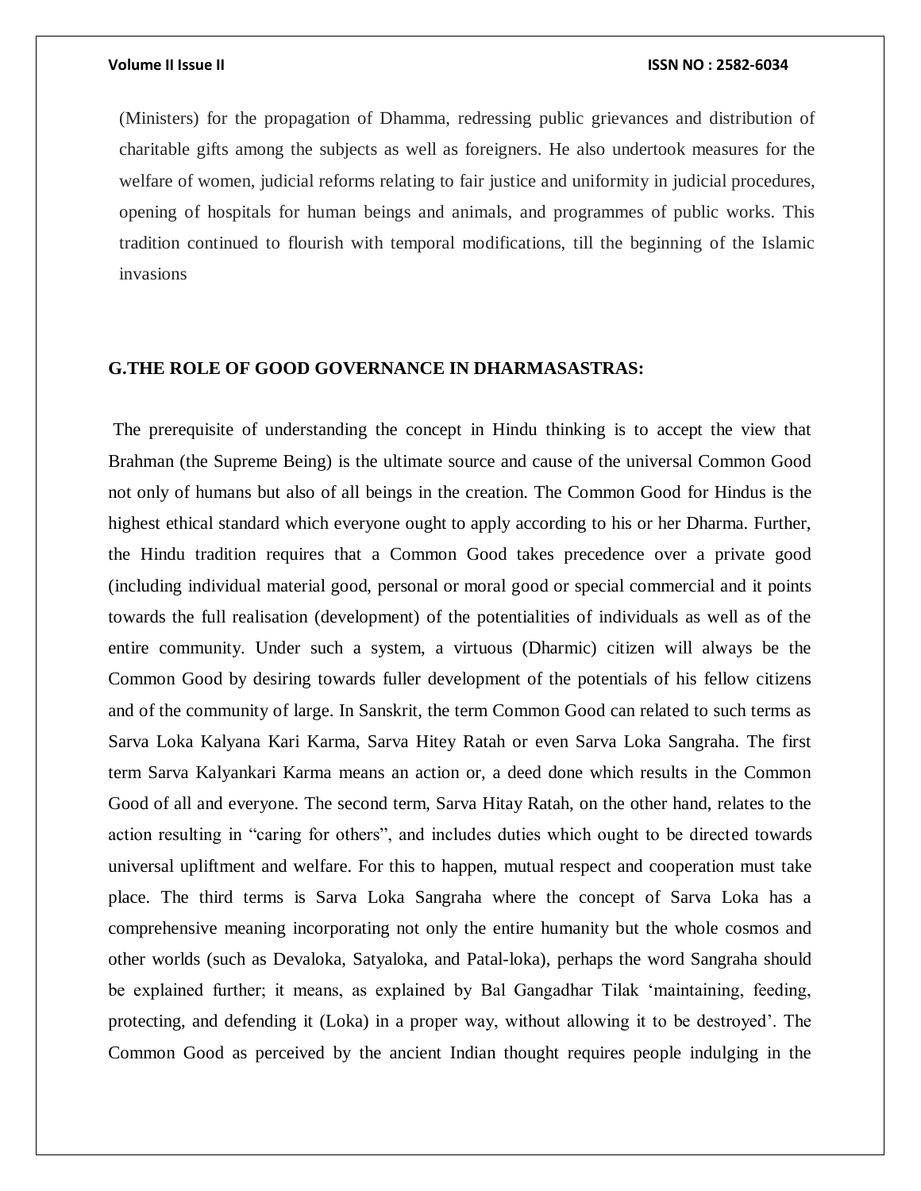(Ministers) for the propagation of Dhamma, redressing public grievances and distribution of charitable gifts among the subjects as well as foreigners. He also undertook measures for the welfare of women, judicial reforms relating to fair justice and uniformity in judicial procedures, opening of hospitals for human beings and animals, and programmes of public works. This tradition continued to flourish with temporal modifications, till the beginning of the Islamic invasions

## G.THE ROLE OF GOOD GOVERNANCE IN DHARMASASTRAS:

The prerequisite of understanding the concept in Hindu thinking is to accept the view that Brahman (the Supreme Being) is the ultimate source and cause of the universal Common Good not only of humans but also of all beings in the creation. The Common Good for Hindus is the highest ethical standard which everyone ought to apply according to his or her Dharma. Further, the Hindu tradition requires that a Common Good takes precedence over a private good (including individual material good, personal or moral good or special commercial and it points towards the full realisation (development) of the potentialities of individuals as well as of the entire community. Under such a system, a virtuous (Dharmic) citizen will always be the Common Good by desiring towards fuller development of the potentials of his fellow citizens and of the community of large. In Sanskrit, the term Common Good can related to such terms as Sarva Loka Kalyana Kari Karma, Sarva Hitey Ratah or even Sarva Loka Sangraha. The first term Sarva Kalyankari Karma means an action or, a deed done which results in the Common Good of all and everyone. The second term, Sarva Hitay Ratah, on the other hand, relates to the action resulting in "caring for others", and includes duties which ought to be directed towards universal upliftment and welfare. For this to happen, mutual respect and cooperation must take place. The third terms is Sarva Loka Sangraha where the concept of Sarva Loka has a comprehensive meaning incorporating not only the entire humanity but the whole cosmos and other worlds (such as Devaloka, Satyaloka, and Patal-loka), perhaps the word Sangraha should be explained further; it means, as explained by Bal Gangadhar Tilak 'maintaining, feeding, protecting, and defending it (Loka) in a proper way, without allowing it to be destroyed'. The Common Good as perceived by the ancient Indian thought requires people indulging in the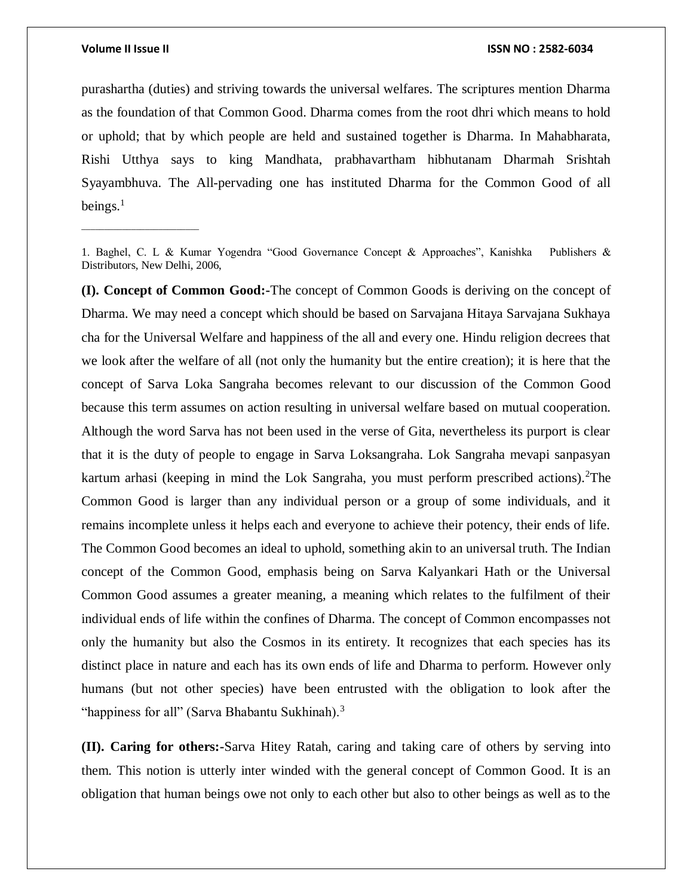purashartha (duties) and striving towards the universal welfares. The scriptures mention Dharma as the foundation of that Common Good. Dharma comes from the root dhri which means to hold or uphold; that by which people are held and sustained together is Dharma. In Mahabharata, Rishi Utthya says to king Mandhata, prabhavartham hibhutanam Dharmah Srishtah Syayambhuva. The All-pervading one has instituted Dharma for the Common Good of all beings.[1]

---

1. Baghel, C. L & Kumar Yogendra "Good Governance Concept & Approaches", Kanishka Publishers & Distributors, New Delhi, 2006,

**(I). Concept of Common Good:-**The concept of Common Goods is deriving on the concept of Dharma. We may need a concept which should be based on Sarvajana Hitaya Sarvajana Sukhaya cha for the Universal Welfare and happiness of the all and every one. Hindu religion decrees that we look after the welfare of all (not only the humanity but the entire creation); it is here that the concept of Sarva Loka Sangraha becomes relevant to our discussion of the Common Good because this term assumes on action resulting in universal welfare based on mutual cooperation. Although the word Sarva has not been used in the verse of Gita, nevertheless its purport is clear that it is the duty of people to engage in Sarva Loksangraha. Lok Sangraha mevapi sanpasyan kartum arhasi (keeping in mind the Lok Sangraha, you must perform prescribed actions).[2]The Common Good is larger than any individual person or a group of some individuals, and it remains incomplete unless it helps each and everyone to achieve their potency, their ends of life. The Common Good becomes an ideal to uphold, something akin to an universal truth. The Indian concept of the Common Good, emphasis being on Sarva Kalyankari Hath or the Universal Common Good assumes a greater meaning, a meaning which relates to the fulfilment of their individual ends of life within the confines of Dharma. The concept of Common encompasses not only the humanity but also the Cosmos in its entirety. It recognizes that each species has its distinct place in nature and each has its own ends of life and Dharma to perform. However only humans (but not other species) have been entrusted with the obligation to look after the "happiness for all" (Sarva Bhabantu Sukhinah).[3]

**(II). Caring for others:-**Sarva Hitey Ratah, caring and taking care of others by serving into them. This notion is utterly inter winded with the general concept of Common Good. It is an obligation that human beings owe not only to each other but also to other beings as well as to the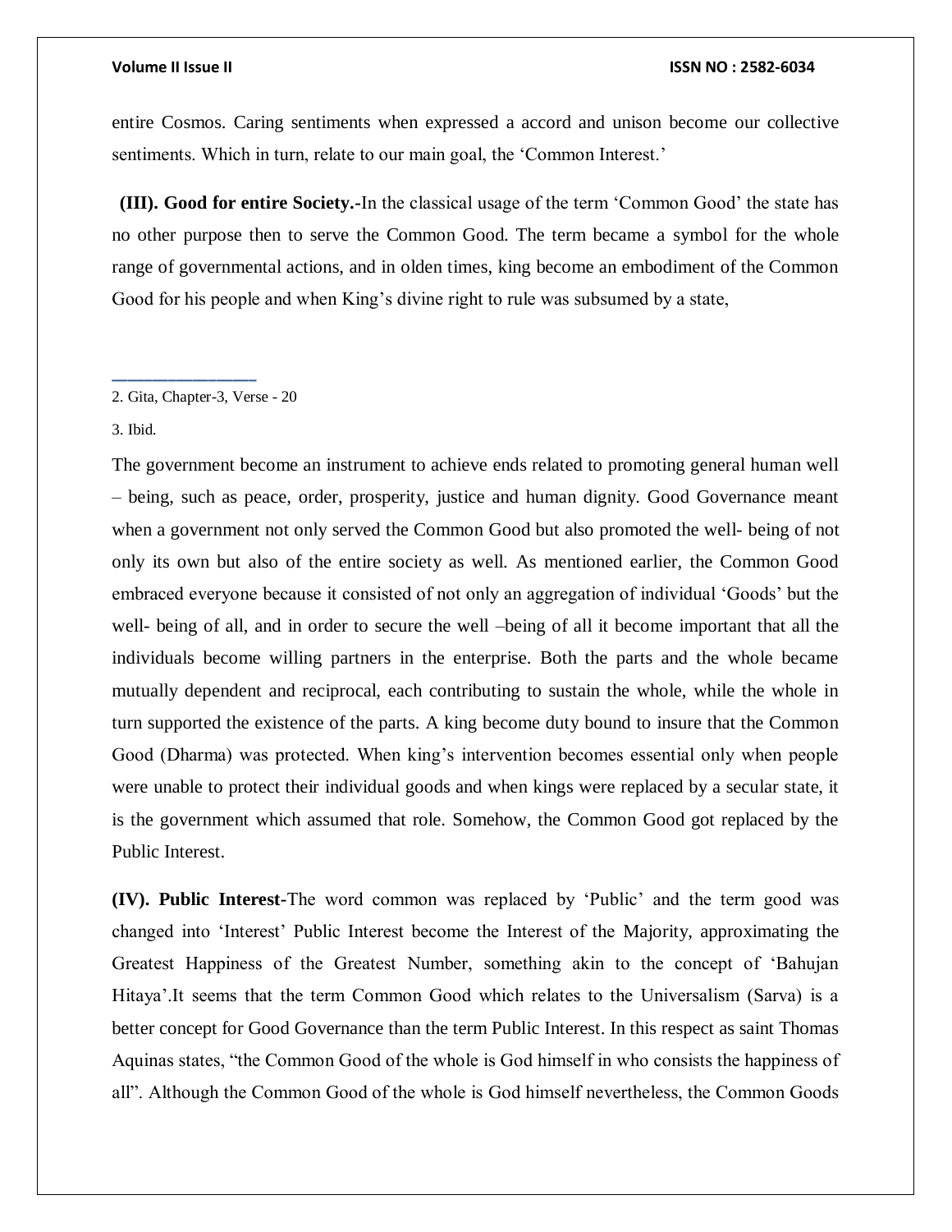entire Cosmos. Caring sentiments when expressed a accord and unison become our collective sentiments. Which in turn, relate to our main goal, the 'Common Interest.'

**(III). Good for entire Society.-**In the classical usage of the term 'Common Good' the state has no other purpose then to serve the Common Good. The term became a symbol for the whole range of governmental actions, and in olden times, king become an embodiment of the Common Good for his people and when King's divine right to rule was subsumed by a state,

---

2. Gita, Chapter-3, Verse - 20

3. Ibid.

The government become an instrument to achieve ends related to promoting general human well – being, such as peace, order, prosperity, justice and human dignity. Good Governance meant when a government not only served the Common Good but also promoted the well- being of not only its own but also of the entire society as well. As mentioned earlier, the Common Good embraced everyone because it consisted of not only an aggregation of individual 'Goods' but the well- being of all, and in order to secure the well –being of all it become important that all the individuals become willing partners in the enterprise. Both the parts and the whole became mutually dependent and reciprocal, each contributing to sustain the whole, while the whole in turn supported the existence of the parts. A king become duty bound to insure that the Common Good (Dharma) was protected. When king's intervention becomes essential only when people were unable to protect their individual goods and when kings were replaced by a secular state, it is the government which assumed that role. Somehow, the Common Good got replaced by the Public Interest.

**(IV). Public Interest**-The word common was replaced by 'Public' and the term good was changed into 'Interest' Public Interest become the Interest of the Majority, approximating the Greatest Happiness of the Greatest Number, something akin to the concept of 'Bahujan Hitaya'.It seems that the term Common Good which relates to the Universalism (Sarva) is a better concept for Good Governance than the term Public Interest. In this respect as saint Thomas Aquinas states, "the Common Good of the whole is God himself in who consists the happiness of all". Although the Common Good of the whole is God himself nevertheless, the Common Goods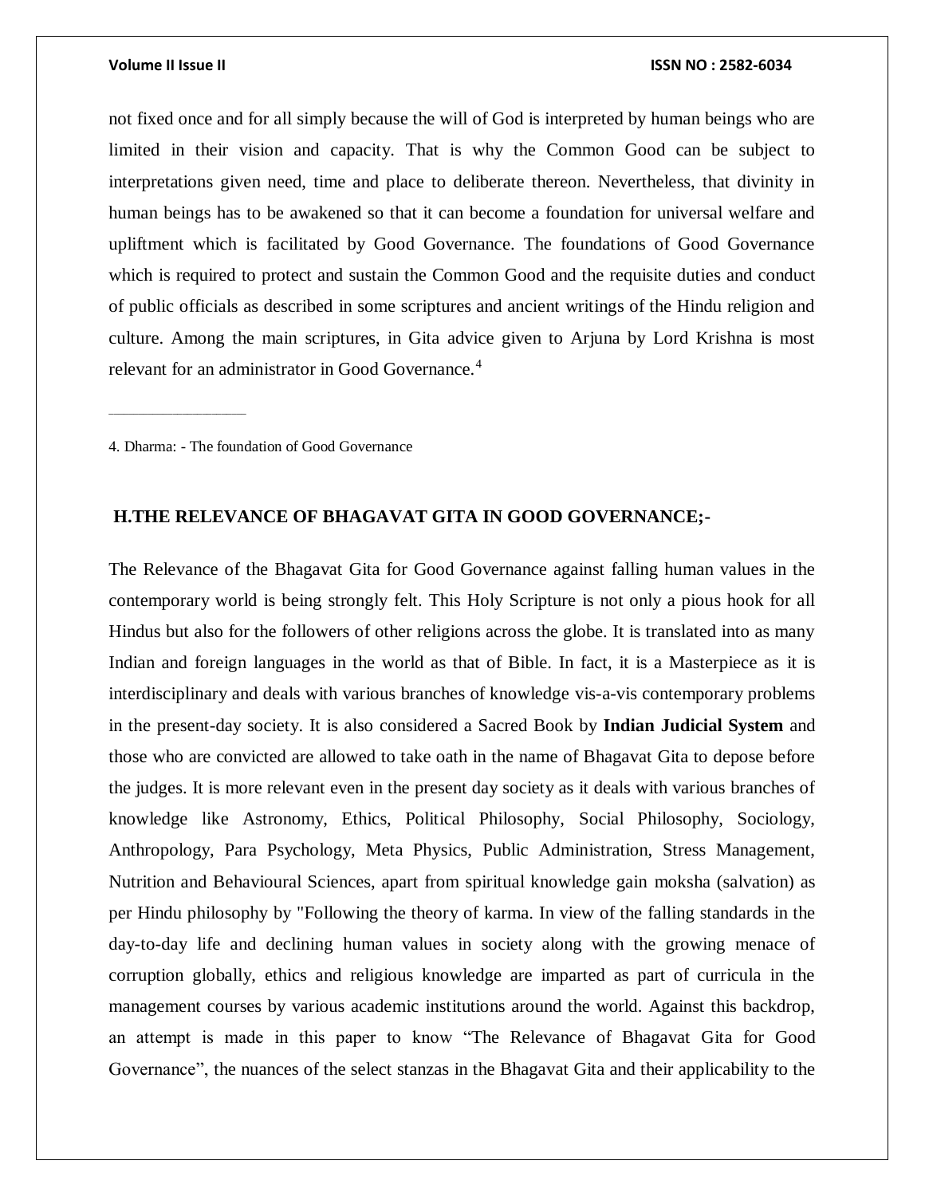not fixed once and for all simply because the will of God is interpreted by human beings who are limited in their vision and capacity. That is why the Common Good can be subject to interpretations given need, time and place to deliberate thereon. Nevertheless, that divinity in human beings has to be awakened so that it can become a foundation for universal welfare and upliftment which is facilitated by Good Governance. The foundations of Good Governance which is required to protect and sustain the Common Good and the requisite duties and conduct of public officials as described in some scriptures and ancient writings of the Hindu religion and culture. Among the main scriptures, in Gita advice given to Arjuna by Lord Krishna is most relevant for an administrator in Good Governance.[4]

---

4. Dharma: - The foundation of Good Governance

## H.THE RELEVANCE OF BHAGAVAT GITA IN GOOD GOVERNANCE;-

The Relevance of the Bhagavat Gita for Good Governance against falling human values in the contemporary world is being strongly felt. This Holy Scripture is not only a pious hook for all Hindus but also for the followers of other religions across the globe. It is translated into as many Indian and foreign languages in the world as that of Bible. In fact, it is a Masterpiece as it is interdisciplinary and deals with various branches of knowledge vis-a-vis contemporary problems in the present-day society. It is also considered a Sacred Book by **Indian Judicial System** and those who are convicted are allowed to take oath in the name of Bhagavat Gita to depose before the judges. It is more relevant even in the present day society as it deals with various branches of knowledge like Astronomy, Ethics, Political Philosophy, Social Philosophy, Sociology, Anthropology, Para Psychology, Meta Physics, Public Administration, Stress Management, Nutrition and Behavioural Sciences, apart from spiritual knowledge gain moksha (salvation) as per Hindu philosophy by "Following the theory of karma. In view of the falling standards in the day-to-day life and declining human values in society along with the growing menace of corruption globally, ethics and religious knowledge are imparted as part of curricula in the management courses by various academic institutions around the world. Against this backdrop, an attempt is made in this paper to know "The Relevance of Bhagavat Gita for Good Governance", the nuances of the select stanzas in the Bhagavat Gita and their applicability to the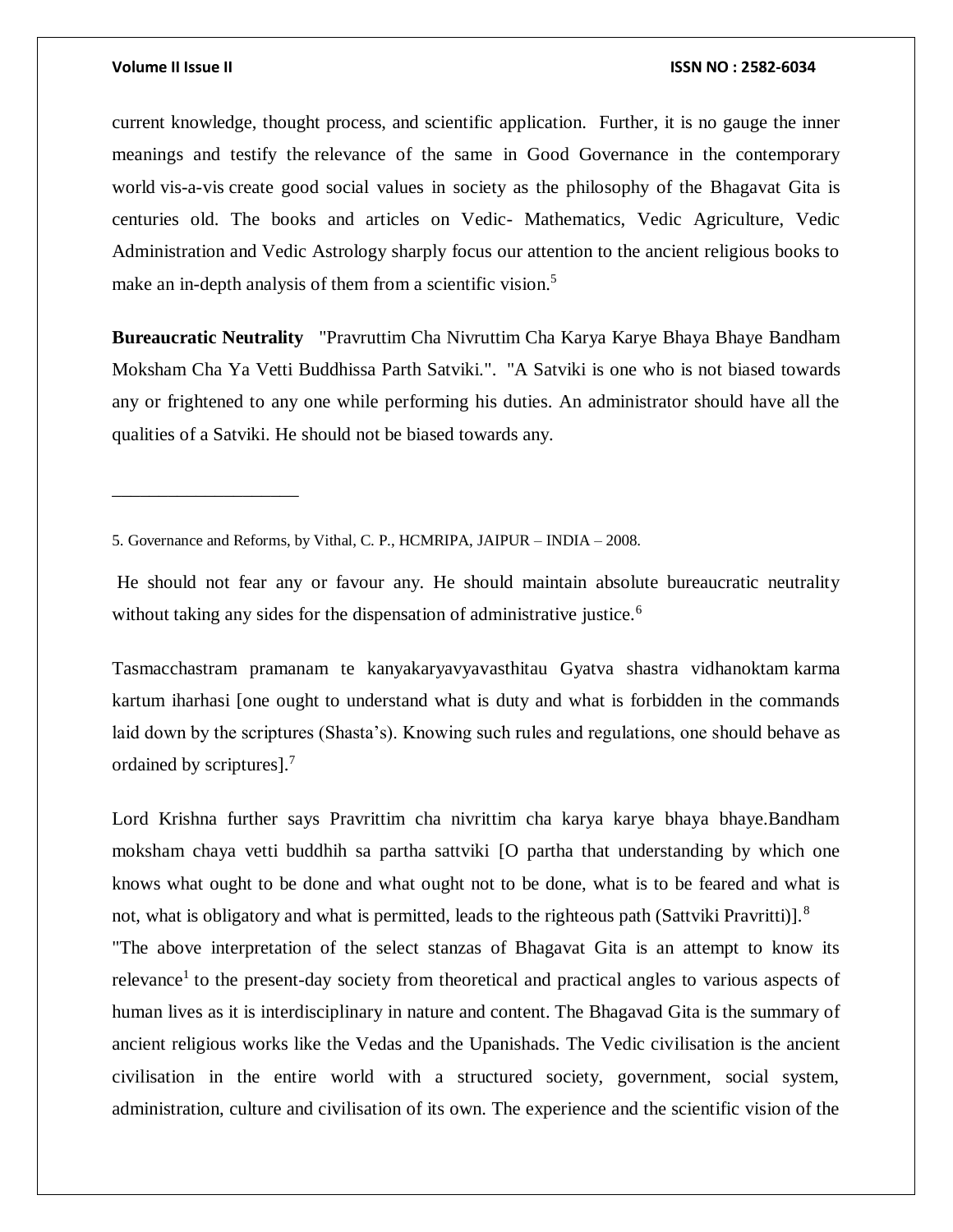current knowledge, thought process, and scientific application. Further, it is no gauge the inner meanings and testify the relevance of the same in Good Governance in the contemporary world vis-a-vis create good social values in society as the philosophy of the Bhagavat Gita is centuries old. The books and articles on Vedic- Mathematics, Vedic Agriculture, Vedic Administration and Vedic Astrology sharply focus our attention to the ancient religious books to make an in-depth analysis of them from a scientific vision.[5]

**Bureaucratic Neutrality** "Pravruttim Cha Nivruttim Cha Karya Karye Bhaya Bhaye Bandham Moksham Cha Ya Vetti Buddhissa Parth Satviki.". "A Satviki is one who is not biased towards any or frightened to any one while performing his duties. An administrator should have all the qualities of a Satviki. He should not be biased towards any.

He should not fear any or favour any. He should maintain absolute bureaucratic neutrality without taking any sides for the dispensation of administrative justice.[6]

Tasmacchastram pramanam te kanyakaryavyavasthitau Gyatva shastra vidhanoktam karma kartum iharhasi [one ought to understand what is duty and what is forbidden in the commands laid down by the scriptures (Shasta's). Knowing such rules and regulations, one should behave as ordained by scriptures].[7]

Lord Krishna further says Pravrittim cha nivrittim cha karya karye bhaya bhaye.Bandham moksham chaya vetti buddhih sa partha sattviki [O partha that understanding by which one knows what ought to be done and what ought not to be done, what is to be feared and what is not, what is obligatory and what is permitted, leads to the righteous path (Sattviki Pravritti)].[8]

"The above interpretation of the select stanzas of Bhagavat Gita is an attempt to know its relevance[1] to the present-day society from theoretical and practical angles to various aspects of human lives as it is interdisciplinary in nature and content. The Bhagavad Gita is the summary of ancient religious works like the Vedas and the Upanishads. The Vedic civilisation is the ancient civilisation in the entire world with a structured society, government, social system, administration, culture and civilisation of its own. The experience and the scientific vision of the

---

5. Governance and Reforms, by Vithal, C. P., HCMRIPA, JAIPUR – INDIA – 2008.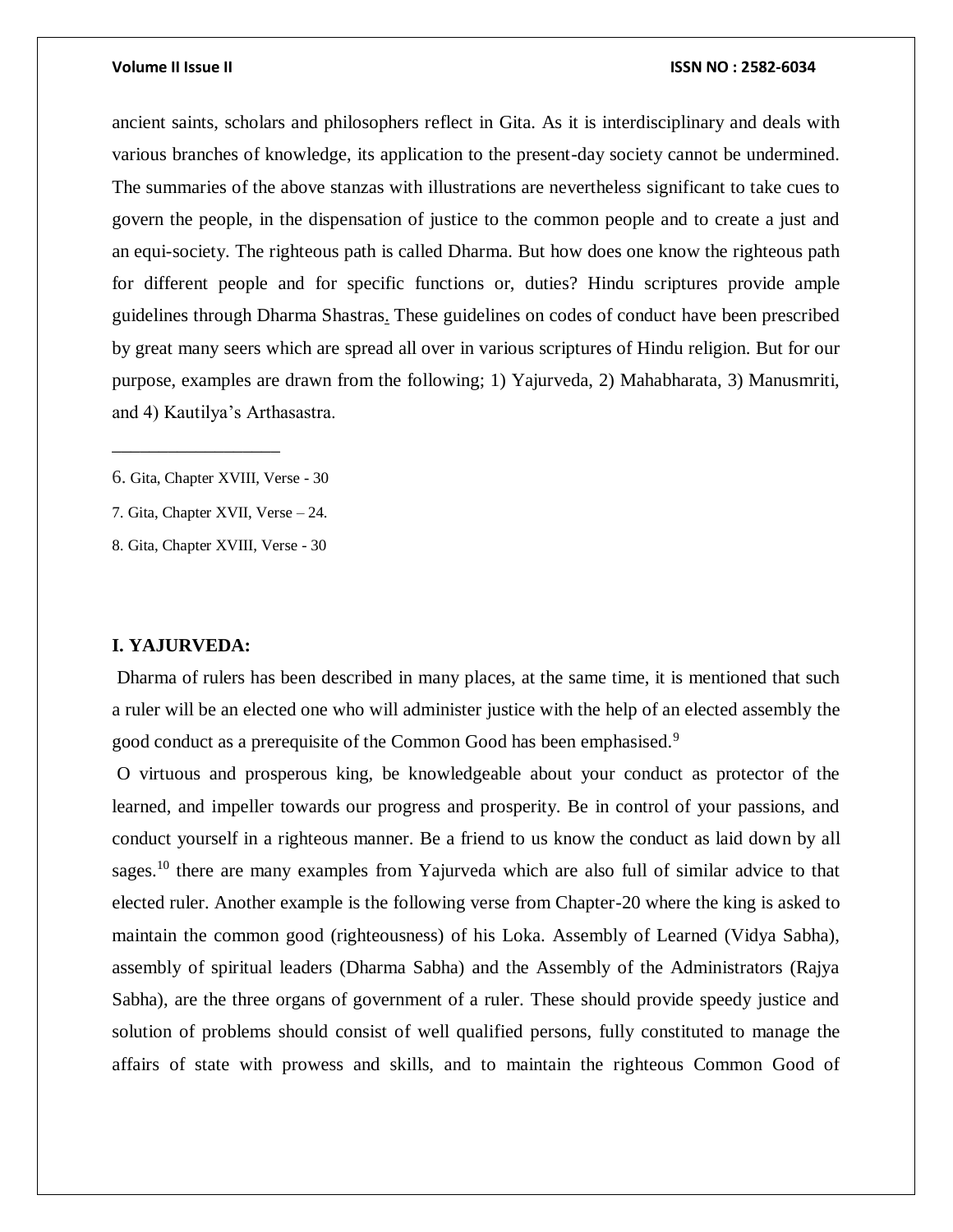ancient saints, scholars and philosophers reflect in Gita. As it is interdisciplinary and deals with various branches of knowledge, its application to the present-day society cannot be undermined. The summaries of the above stanzas with illustrations are nevertheless significant to take cues to govern the people, in the dispensation of justice to the common people and to create a just and an equi-society. The righteous path is called Dharma. But how does one know the righteous path for different people and for specific functions or, duties? Hindu scriptures provide ample guidelines through Dharma Shastras. These guidelines on codes of conduct have been prescribed by great many seers which are spread all over in various scriptures of Hindu religion. But for our purpose, examples are drawn from the following; 1) Yajurveda, 2) Mahabharata, 3) Manusmriti, and 4) Kautilya's Arthasastra.

---

6. Gita, Chapter XVIII, Verse - 30

7. Gita, Chapter XVII, Verse – 24.

8. Gita, Chapter XVIII, Verse - 30

## I. YAJURVEDA:

Dharma of rulers has been described in many places, at the same time, it is mentioned that such a ruler will be an elected one who will administer justice with the help of an elected assembly the good conduct as a prerequisite of the Common Good has been emphasised.[9]

O virtuous and prosperous king, be knowledgeable about your conduct as protector of the learned, and impeller towards our progress and prosperity. Be in control of your passions, and conduct yourself in a righteous manner. Be a friend to us know the conduct as laid down by all sages.[10] there are many examples from Yajurveda which are also full of similar advice to that elected ruler. Another example is the following verse from Chapter-20 where the king is asked to maintain the common good (righteousness) of his Loka. Assembly of Learned (Vidya Sabha), assembly of spiritual leaders (Dharma Sabha) and the Assembly of the Administrators (Rajya Sabha), are the three organs of government of a ruler. These should provide speedy justice and solution of problems should consist of well qualified persons, fully constituted to manage the affairs of state with prowess and skills, and to maintain the righteous Common Good of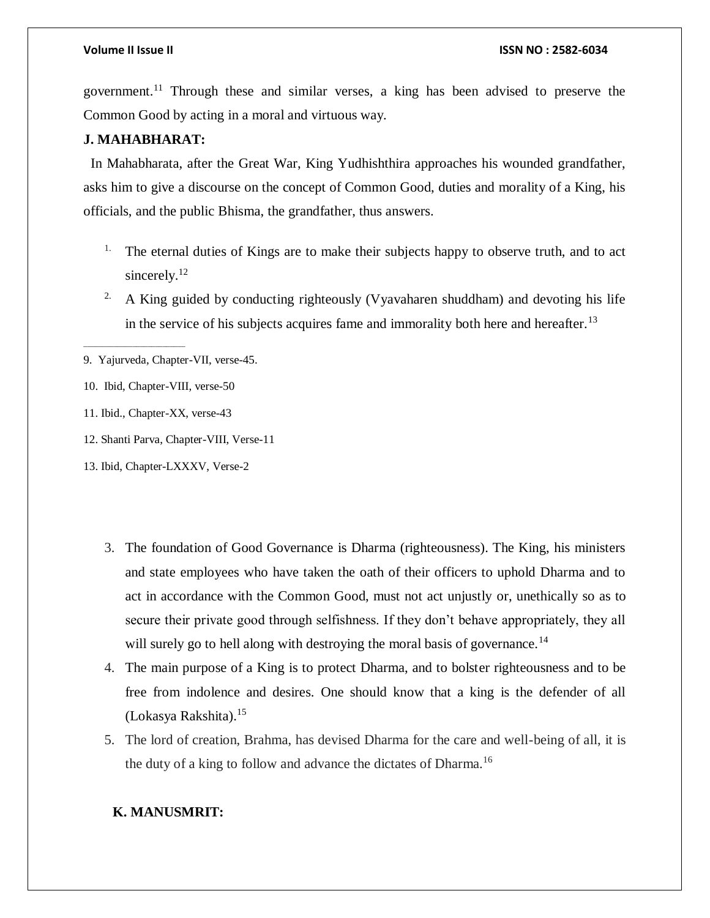government.[11] Through these and similar verses, a king has been advised to preserve the Common Good by acting in a moral and virtuous way.

### J. MAHABHARAT:

In Mahabharata, after the Great War, King Yudhishthira approaches his wounded grandfather, asks him to give a discourse on the concept of Common Good, duties and morality of a King, his officials, and the public Bhisma, the grandfather, thus answers.

1. The eternal duties of Kings are to make their subjects happy to observe truth, and to act sincerely.[12]
2. A King guided by conducting righteously (Vyavaharen shuddham) and devoting his life in the service of his subjects acquires fame and immorality both here and hereafter.[13]

---

9. Yajurveda, Chapter-VII, verse-45.
10. Ibid, Chapter-VIII, verse-50
11. Ibid., Chapter-XX, verse-43
12. Shanti Parva, Chapter-VIII, Verse-11
13. Ibid, Chapter-LXXXV, Verse-2

3. The foundation of Good Governance is Dharma (righteousness). The King, his ministers and state employees who have taken the oath of their officers to uphold Dharma and to act in accordance with the Common Good, must not act unjustly or, unethically so as to secure their private good through selfishness. If they don't behave appropriately, they all will surely go to hell along with destroying the moral basis of governance.[14]
4. The main purpose of a King is to protect Dharma, and to bolster righteousness and to be free from indolence and desires. One should know that a king is the defender of all (Lokasya Rakshita).[15]
5. The lord of creation, Brahma, has devised Dharma for the care and well-being of all, it is the duty of a king to follow and advance the dictates of Dharma.[16]

### K. MANUSMRIT: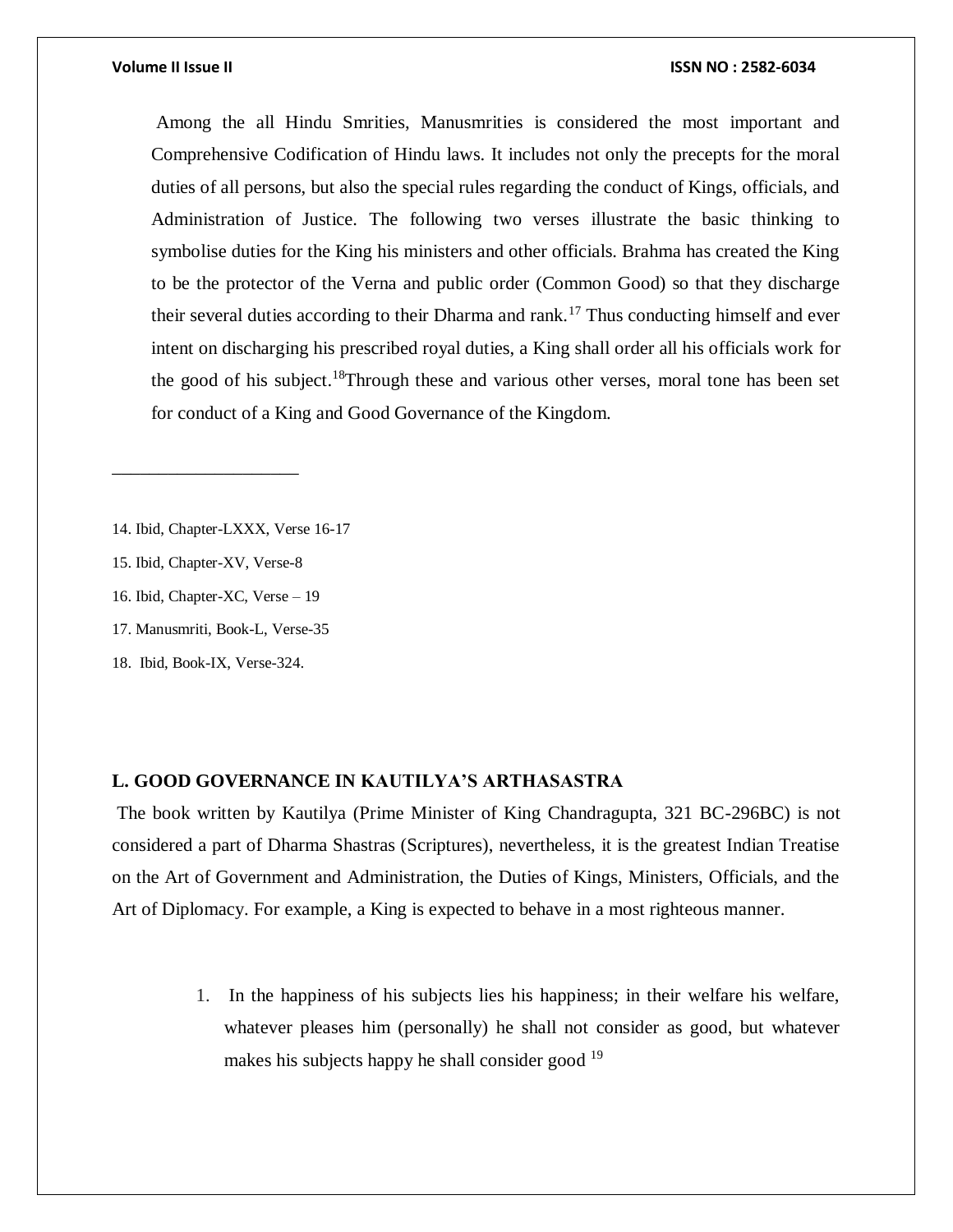Among the all Hindu Smrities, Manusmrities is considered the most important and Comprehensive Codification of Hindu laws. It includes not only the precepts for the moral duties of all persons, but also the special rules regarding the conduct of Kings, officials, and Administration of Justice. The following two verses illustrate the basic thinking to symbolise duties for the King his ministers and other officials. Brahma has created the King to be the protector of the Verna and public order (Common Good) so that they discharge their several duties according to their Dharma and rank.[17] Thus conducting himself and ever intent on discharging his prescribed royal duties, a King shall order all his officials work for the good of his subject.[18]Through these and various other verses, moral tone has been set for conduct of a King and Good Governance of the Kingdom.

---

14. Ibid, Chapter-LXXX, Verse 16-17
15. Ibid, Chapter-XV, Verse-8
16. Ibid, Chapter-XC, Verse – 19
17. Manusmriti, Book-L, Verse-35
18. Ibid, Book-IX, Verse-324.

## L. GOOD GOVERNANCE IN KAUTILYA'S ARTHASASTRA

The book written by Kautilya (Prime Minister of King Chandragupta, 321 BC-296BC) is not considered a part of Dharma Shastras (Scriptures), nevertheless, it is the greatest Indian Treatise on the Art of Government and Administration, the Duties of Kings, Ministers, Officials, and the Art of Diplomacy. For example, a King is expected to behave in a most righteous manner.

1. In the happiness of his subjects lies his happiness; in their welfare his welfare, whatever pleases him (personally) he shall not consider as good, but whatever makes his subjects happy he shall consider good [19]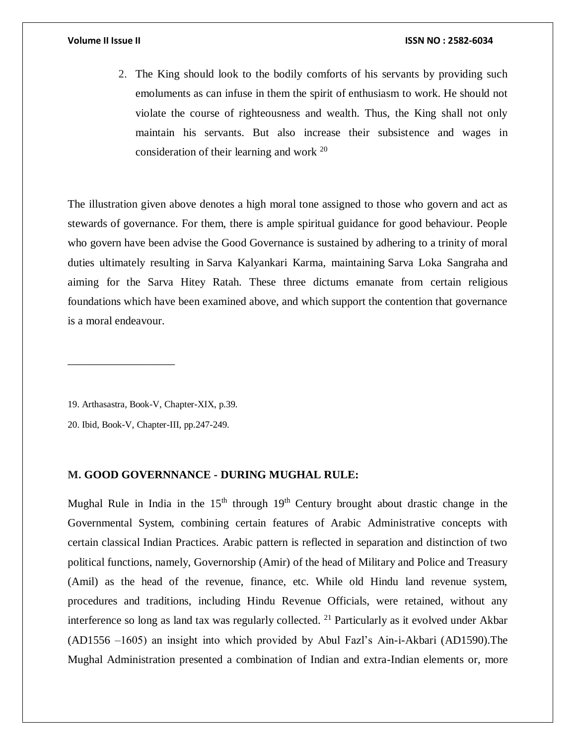2. The King should look to the bodily comforts of his servants by providing such emoluments as can infuse in them the spirit of enthusiasm to work. He should not violate the course of righteousness and wealth. Thus, the King shall not only maintain his servants. But also increase their subsistence and wages in consideration of their learning and work [20]

The illustration given above denotes a high moral tone assigned to those who govern and act as stewards of governance. For them, there is ample spiritual guidance for good behaviour. People who govern have been advise the Good Governance is sustained by adhering to a trinity of moral duties ultimately resulting in Sarva Kalyankari Karma, maintaining Sarva Loka Sangraha and aiming for the Sarva Hitey Ratah. These three dictums emanate from certain religious foundations which have been examined above, and which support the contention that governance is a moral endeavour.

___________________

19. Arthasastra, Book-V, Chapter-XIX, p.39.

20. Ibid, Book-V, Chapter-III, pp.247-249.

**M. GOOD GOVERNNANCE - DURING MUGHAL RULE:**

Mughal Rule in India in the 15th through 19th Century brought about drastic change in the Governmental System, combining certain features of Arabic Administrative concepts with certain classical Indian Practices. Arabic pattern is reflected in separation and distinction of two political functions, namely, Governorship (Amir) of the head of Military and Police and Treasury (Amil) as the head of the revenue, finance, etc. While old Hindu land revenue system, procedures and traditions, including Hindu Revenue Officials, were retained, without any interference so long as land tax was regularly collected. [21] Particularly as it evolved under Akbar (AD1556 –1605) an insight into which provided by Abul Fazl's Ain-i-Akbari (AD1590).The Mughal Administration presented a combination of Indian and extra-Indian elements or, more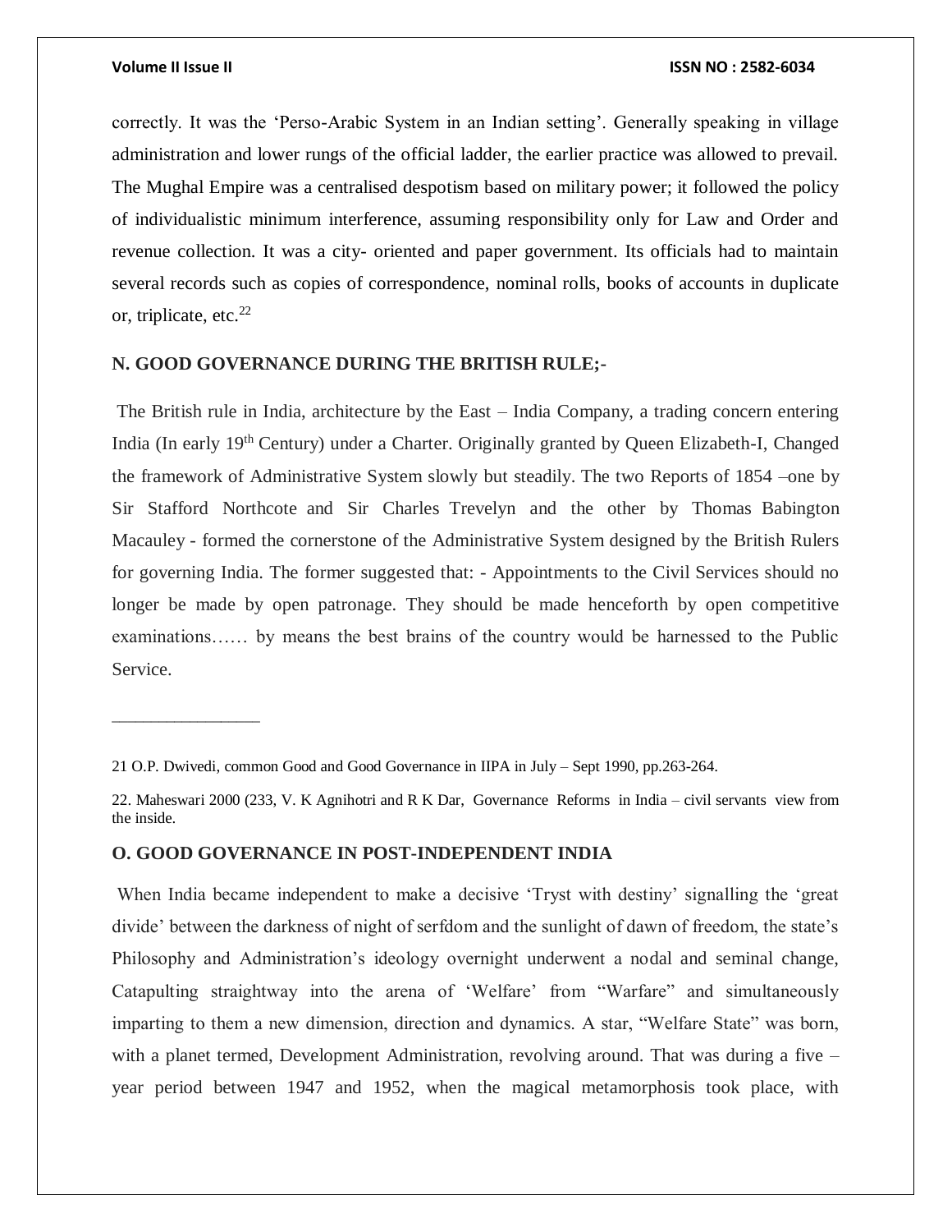correctly. It was the 'Perso-Arabic System in an Indian setting'. Generally speaking in village administration and lower rungs of the official ladder, the earlier practice was allowed to prevail. The Mughal Empire was a centralised despotism based on military power; it followed the policy of individualistic minimum interference, assuming responsibility only for Law and Order and revenue collection. It was a city- oriented and paper government. Its officials had to maintain several records such as copies of correspondence, nominal rolls, books of accounts in duplicate or, triplicate, etc.[22]

## N. GOOD GOVERNANCE DURING THE BRITISH RULE;-

The British rule in India, architecture by the East – India Company, a trading concern entering India (In early 19th Century) under a Charter. Originally granted by Queen Elizabeth-I, Changed the framework of Administrative System slowly but steadily. The two Reports of 1854 –one by Sir Stafford Northcote and Sir Charles Trevelyn and the other by Thomas Babington Macauley - formed the cornerstone of the Administrative System designed by the British Rulers for governing India. The former suggested that: - Appointments to the Civil Services should no longer be made by open patronage. They should be made henceforth by open competitive examinations…… by means the best brains of the country would be harnessed to the Public Service.

---

21 O.P. Dwivedi, common Good and Good Governance in IIPA in July – Sept 1990, pp.263-264.

22. Maheswari 2000 (233, V. K Agnihotri and R K Dar, Governance Reforms in India – civil servants view from the inside.

## O. GOOD GOVERNANCE IN POST-INDEPENDENT INDIA

When India became independent to make a decisive 'Tryst with destiny' signalling the 'great divide' between the darkness of night of serfdom and the sunlight of dawn of freedom, the state's Philosophy and Administration's ideology overnight underwent a nodal and seminal change, Catapulting straightway into the arena of 'Welfare' from "Warfare" and simultaneously imparting to them a new dimension, direction and dynamics. A star, "Welfare State" was born, with a planet termed, Development Administration, revolving around. That was during a five – year period between 1947 and 1952, when the magical metamorphosis took place, with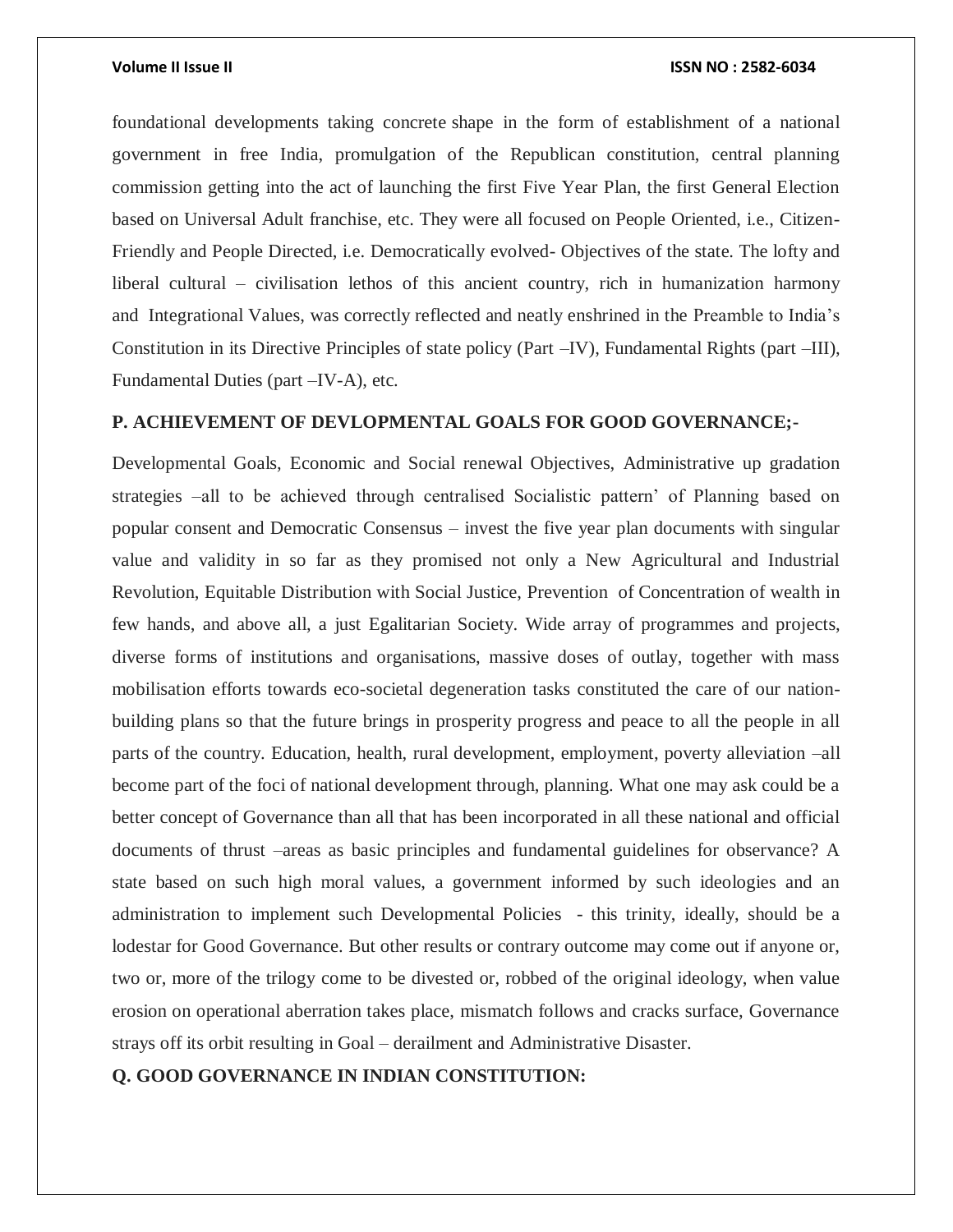foundational developments taking concrete shape in the form of establishment of a national government in free India, promulgation of the Republican constitution, central planning commission getting into the act of launching the first Five Year Plan, the first General Election based on Universal Adult franchise, etc. They were all focused on People Oriented, i.e., Citizen-Friendly and People Directed, i.e. Democratically evolved- Objectives of the state. The lofty and liberal cultural – civilisation lethos of this ancient country, rich in humanization harmony and Integrational Values, was correctly reflected and neatly enshrined in the Preamble to India's Constitution in its Directive Principles of state policy (Part –IV), Fundamental Rights (part –III), Fundamental Duties (part –IV-A), etc.

**P. ACHIEVEMENT OF DEVLOPMENTAL GOALS FOR GOOD GOVERNANCE;-**

Developmental Goals, Economic and Social renewal Objectives, Administrative up gradation strategies –all to be achieved through centralised Socialistic pattern' of Planning based on popular consent and Democratic Consensus – invest the five year plan documents with singular value and validity in so far as they promised not only a New Agricultural and Industrial Revolution, Equitable Distribution with Social Justice, Prevention of Concentration of wealth in few hands, and above all, a just Egalitarian Society. Wide array of programmes and projects, diverse forms of institutions and organisations, massive doses of outlay, together with mass mobilisation efforts towards eco-societal degeneration tasks constituted the care of our nation-building plans so that the future brings in prosperity progress and peace to all the people in all parts of the country. Education, health, rural development, employment, poverty alleviation –all become part of the foci of national development through, planning. What one may ask could be a better concept of Governance than all that has been incorporated in all these national and official documents of thrust –areas as basic principles and fundamental guidelines for observance? A state based on such high moral values, a government informed by such ideologies and an administration to implement such Developmental Policies - this trinity, ideally, should be a lodestar for Good Governance. But other results or contrary outcome may come out if anyone or, two or, more of the trilogy come to be divested or, robbed of the original ideology, when value erosion on operational aberration takes place, mismatch follows and cracks surface, Governance strays off its orbit resulting in Goal – derailment and Administrative Disaster.

**Q. GOOD GOVERNANCE IN INDIAN CONSTITUTION:**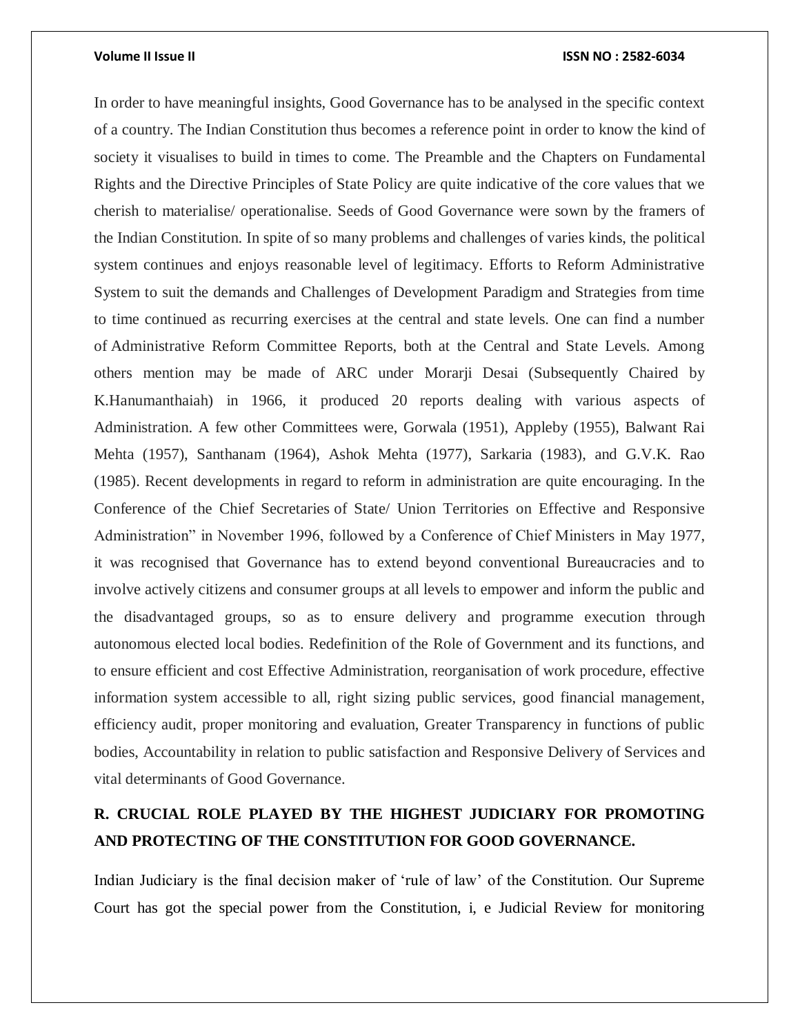In order to have meaningful insights, Good Governance has to be analysed in the specific context of a country. The Indian Constitution thus becomes a reference point in order to know the kind of society it visualises to build in times to come. The Preamble and the Chapters on Fundamental Rights and the Directive Principles of State Policy are quite indicative of the core values that we cherish to materialise/ operationalise. Seeds of Good Governance were sown by the framers of the Indian Constitution. In spite of so many problems and challenges of varies kinds, the political system continues and enjoys reasonable level of legitimacy. Efforts to Reform Administrative System to suit the demands and Challenges of Development Paradigm and Strategies from time to time continued as recurring exercises at the central and state levels. One can find a number of Administrative Reform Committee Reports, both at the Central and State Levels. Among others mention may be made of ARC under Morarji Desai (Subsequently Chaired by K.Hanumanthaiah) in 1966, it produced 20 reports dealing with various aspects of Administration. A few other Committees were, Gorwala (1951), Appleby (1955), Balwant Rai Mehta (1957), Santhanam (1964), Ashok Mehta (1977), Sarkaria (1983), and G.V.K. Rao (1985). Recent developments in regard to reform in administration are quite encouraging. In the Conference of the Chief Secretaries of State/ Union Territories on Effective and Responsive Administration" in November 1996, followed by a Conference of Chief Ministers in May 1977, it was recognised that Governance has to extend beyond conventional Bureaucracies and to involve actively citizens and consumer groups at all levels to empower and inform the public and the disadvantaged groups, so as to ensure delivery and programme execution through autonomous elected local bodies. Redefinition of the Role of Government and its functions, and to ensure efficient and cost Effective Administration, reorganisation of work procedure, effective information system accessible to all, right sizing public services, good financial management, efficiency audit, proper monitoring and evaluation, Greater Transparency in functions of public bodies, Accountability in relation to public satisfaction and Responsive Delivery of Services and vital determinants of Good Governance.

## R. CRUCIAL ROLE PLAYED BY THE HIGHEST JUDICIARY FOR PROMOTING AND PROTECTING OF THE CONSTITUTION FOR GOOD GOVERNANCE.

Indian Judiciary is the final decision maker of 'rule of law' of the Constitution. Our Supreme Court has got the special power from the Constitution, i, e Judicial Review for monitoring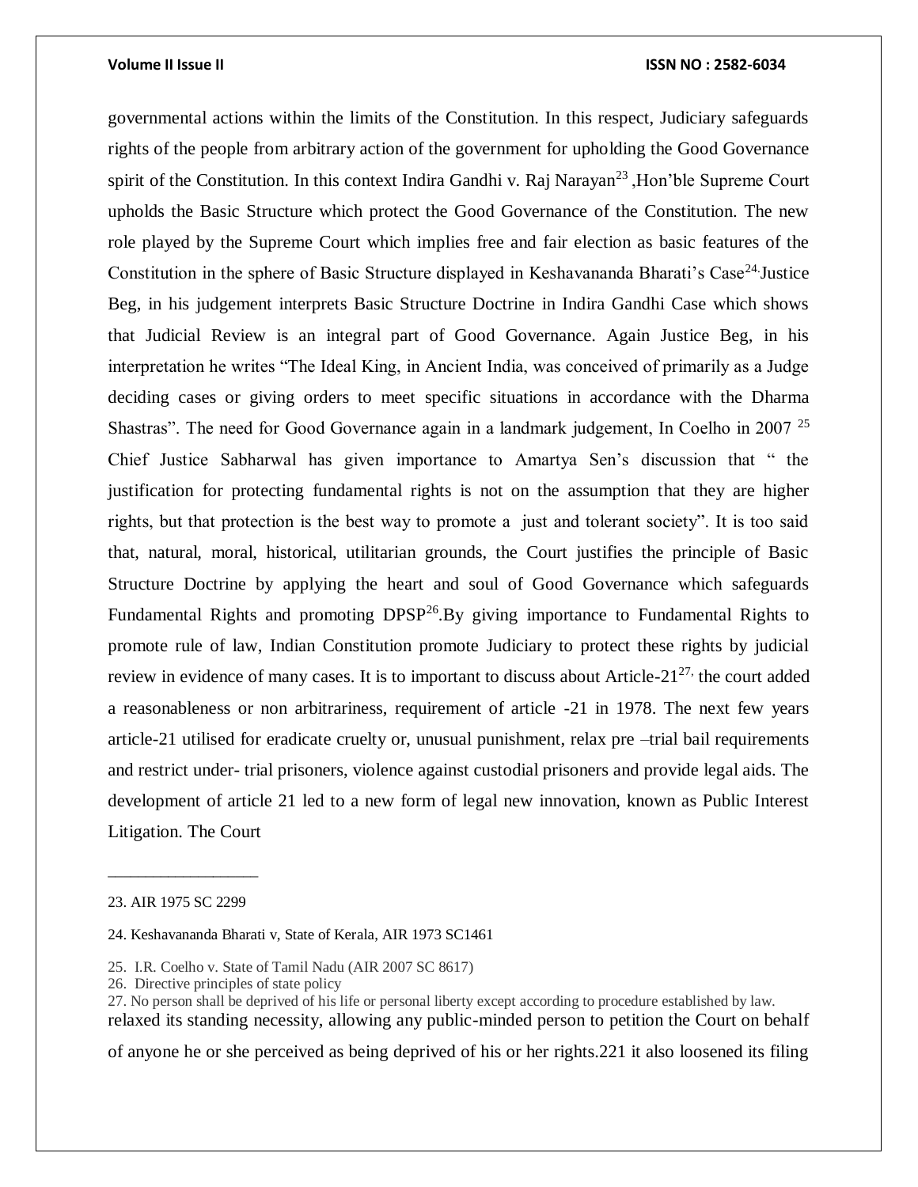governmental actions within the limits of the Constitution. In this respect, Judiciary safeguards rights of the people from arbitrary action of the government for upholding the Good Governance spirit of the Constitution. In this context Indira Gandhi v. Raj Narayan[23] ,Hon'ble Supreme Court upholds the Basic Structure which protect the Good Governance of the Constitution. The new role played by the Supreme Court which implies free and fair election as basic features of the Constitution in the sphere of Basic Structure displayed in Keshavananda Bharati's Case[24].Justice Beg, in his judgement interprets Basic Structure Doctrine in Indira Gandhi Case which shows that Judicial Review is an integral part of Good Governance. Again Justice Beg, in his interpretation he writes "The Ideal King, in Ancient India, was conceived of primarily as a Judge deciding cases or giving orders to meet specific situations in accordance with the Dharma Shastras". The need for Good Governance again in a landmark judgement, In Coelho in 2007 [25] Chief Justice Sabharwal has given importance to Amartya Sen's discussion that " the justification for protecting fundamental rights is not on the assumption that they are higher rights, but that protection is the best way to promote a just and tolerant society". It is too said that, natural, moral, historical, utilitarian grounds, the Court justifies the principle of Basic Structure Doctrine by applying the heart and soul of Good Governance which safeguards Fundamental Rights and promoting DPSP[26].By giving importance to Fundamental Rights to promote rule of law, Indian Constitution promote Judiciary to protect these rights by judicial review in evidence of many cases. It is to important to discuss about Article-21[27], the court added a reasonableness or non arbitrariness, requirement of article -21 in 1978. The next few years article-21 utilised for eradicate cruelty or, unusual punishment, relax pre –trial bail requirements and restrict under- trial prisoners, violence against custodial prisoners and provide legal aids. The development of article 21 led to a new form of legal new innovation, known as Public Interest Litigation. The Court

---

23. AIR 1975 SC 2299

24. Keshavananda Bharati v, State of Kerala, AIR 1973 SC1461

25. I.R. Coelho v. State of Tamil Nadu (AIR 2007 SC 8617)
26. Directive principles of state policy
27. No person shall be deprived of his life or personal liberty except according to procedure established by law.

relaxed its standing necessity, allowing any public-minded person to petition the Court on behalf of anyone he or she perceived as being deprived of his or her rights.221 it also loosened its filing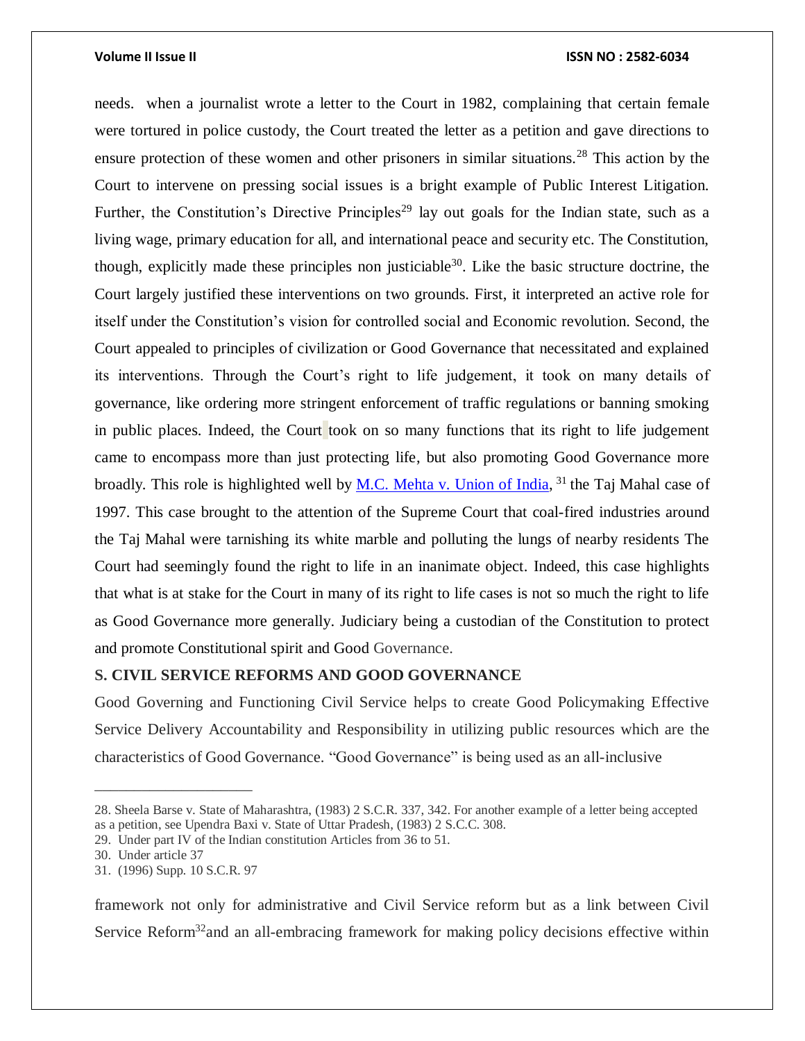needs. when a journalist wrote a letter to the Court in 1982, complaining that certain female were tortured in police custody, the Court treated the letter as a petition and gave directions to ensure protection of these women and other prisoners in similar situations.[28] This action by the Court to intervene on pressing social issues is a bright example of Public Interest Litigation. Further, the Constitution's Directive Principles[29] lay out goals for the Indian state, such as a living wage, primary education for all, and international peace and security etc. The Constitution, though, explicitly made these principles non justiciable[30]. Like the basic structure doctrine, the Court largely justified these interventions on two grounds. First, it interpreted an active role for itself under the Constitution's vision for controlled social and Economic revolution. Second, the Court appealed to principles of civilization or Good Governance that necessitated and explained its interventions. Through the Court's right to life judgement, it took on many details of governance, like ordering more stringent enforcement of traffic regulations or banning smoking in public places. Indeed, the Court took on so many functions that its right to life judgement came to encompass more than just protecting life, but also promoting Good Governance more broadly. This role is highlighted well by M.C. Mehta v. Union of India, [31] the Taj Mahal case of 1997. This case brought to the attention of the Supreme Court that coal-fired industries around the Taj Mahal were tarnishing its white marble and polluting the lungs of nearby residents The Court had seemingly found the right to life in an inanimate object. Indeed, this case highlights that what is at stake for the Court in many of its right to life cases is not so much the right to life as Good Governance more generally. Judiciary being a custodian of the Constitution to protect and promote Constitutional spirit and Good Governance.

**S. CIVIL SERVICE REFORMS AND GOOD GOVERNANCE**

Good Governing and Functioning Civil Service helps to create Good Policymaking Effective Service Delivery Accountability and Responsibility in utilizing public resources which are the characteristics of Good Governance. "Good Governance" is being used as an all-inclusive framework not only for administrative and Civil Service reform but as a link between Civil Service Reform[32]and an all-embracing framework for making policy decisions effective within

---

28. Sheela Barse v. State of Maharashtra, (1983) 2 S.C.R. 337, 342. For another example of a letter being accepted as a petition, see Upendra Baxi v. State of Uttar Pradesh, (1983) 2 S.C.C. 308.
29. Under part IV of the Indian constitution Articles from 36 to 51.
30. Under article 37
31. (1996) Supp. 10 S.C.R. 97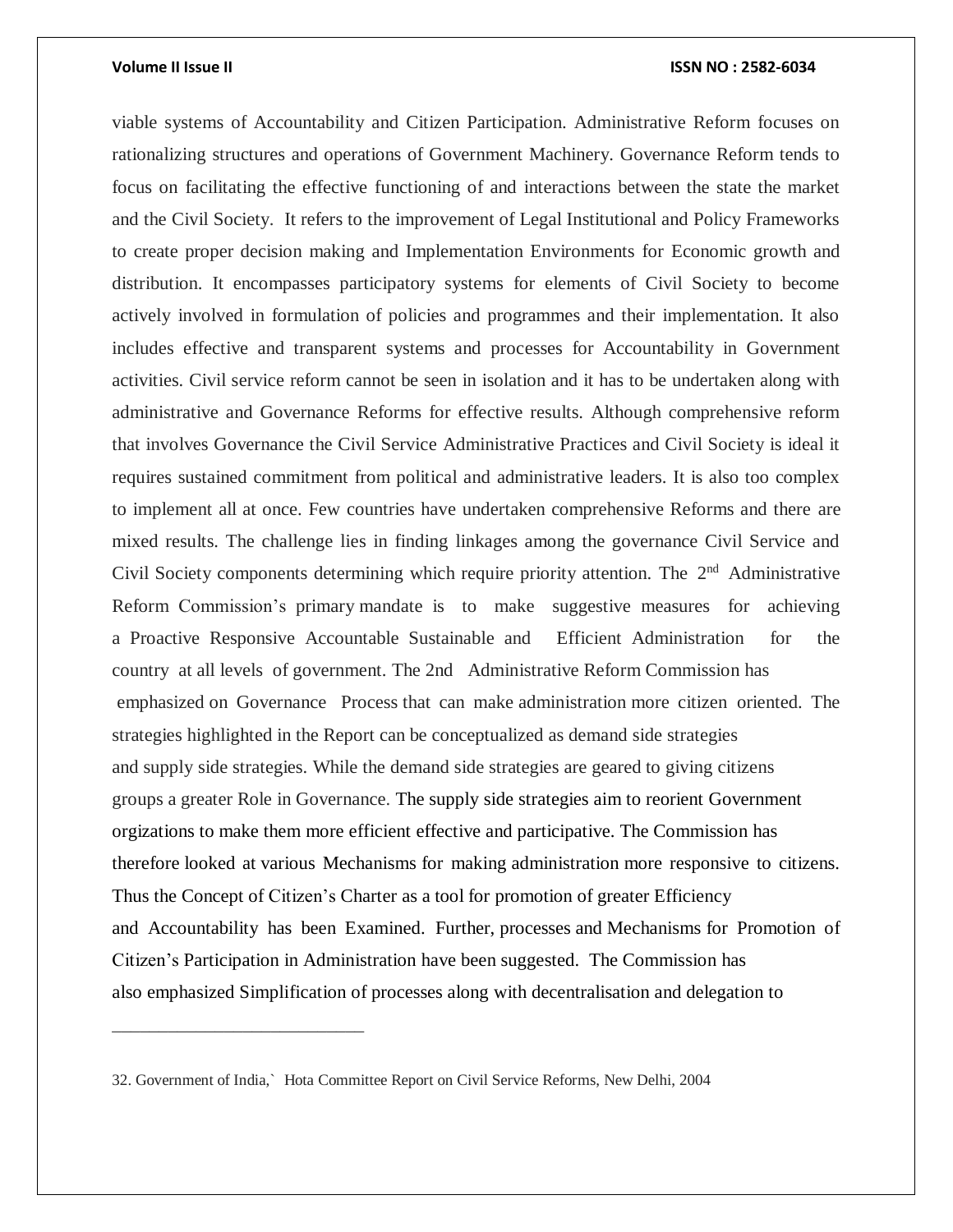viable systems of Accountability and Citizen Participation. Administrative Reform focuses on rationalizing structures and operations of Government Machinery. Governance Reform tends to focus on facilitating the effective functioning of and interactions between the state the market and the Civil Society. It refers to the improvement of Legal Institutional and Policy Frameworks to create proper decision making and Implementation Environments for Economic growth and distribution. It encompasses participatory systems for elements of Civil Society to become actively involved in formulation of policies and programmes and their implementation. It also includes effective and transparent systems and processes for Accountability in Government activities. Civil service reform cannot be seen in isolation and it has to be undertaken along with administrative and Governance Reforms for effective results. Although comprehensive reform that involves Governance the Civil Service Administrative Practices and Civil Society is ideal it requires sustained commitment from political and administrative leaders. It is also too complex to implement all at once. Few countries have undertaken comprehensive Reforms and there are mixed results. The challenge lies in finding linkages among the governance Civil Service and Civil Society components determining which require priority attention. The 2nd Administrative Reform Commission's primary mandate is to make suggestive measures for achieving a Proactive Responsive Accountable Sustainable and Efficient Administration for the country at all levels of government. The 2nd Administrative Reform Commission has emphasized on Governance Process that can make administration more citizen oriented. The strategies highlighted in the Report can be conceptualized as demand side strategies and supply side strategies. While the demand side strategies are geared to giving citizens groups a greater Role in Governance. The supply side strategies aim to reorient Government orgizations to make them more efficient effective and participative. The Commission has therefore looked at various Mechanisms for making administration more responsive to citizens. Thus the Concept of Citizen's Charter as a tool for promotion of greater Efficiency and Accountability has been Examined. Further, processes and Mechanisms for Promotion of Citizen's Participation in Administration have been suggested. The Commission has also emphasized Simplification of processes along with decentralisation and delegation to

---

32. Government of India,` Hota Committee Report on Civil Service Reforms, New Delhi, 2004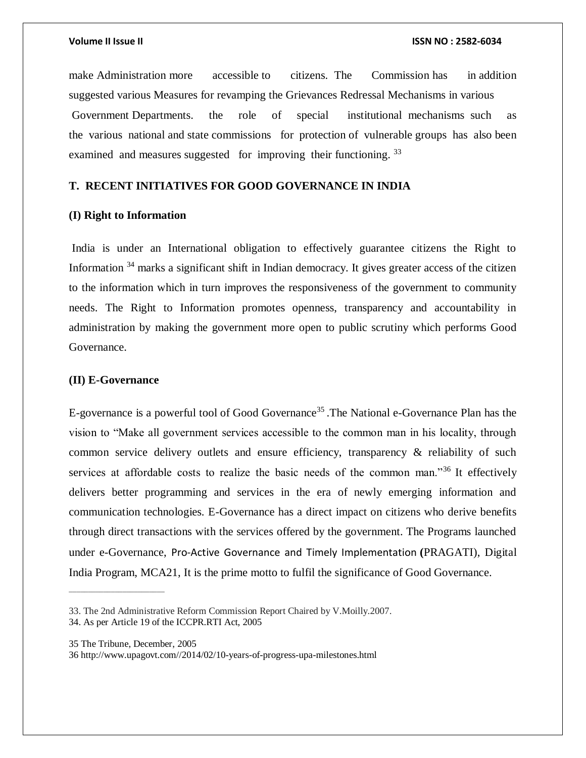make Administration more accessible to citizens. The Commission has in addition suggested various Measures for revamping the Grievances Redressal Mechanisms in various Government Departments. the role of special institutional mechanisms such as the various national and state commissions for protection of vulnerable groups has also been examined and measures suggested for improving their functioning. [33]

## T. RECENT INITIATIVES FOR GOOD GOVERNANCE IN INDIA

### (I) Right to Information

India is under an International obligation to effectively guarantee citizens the Right to Information [34] marks a significant shift in Indian democracy. It gives greater access of the citizen to the information which in turn improves the responsiveness of the government to community needs. The Right to Information promotes openness, transparency and accountability in administration by making the government more open to public scrutiny which performs Good Governance.

### (II) E-Governance

E-governance is a powerful tool of Good Governance[35] .The National e-Governance Plan has the vision to "Make all government services accessible to the common man in his locality, through common service delivery outlets and ensure efficiency, transparency & reliability of such services at affordable costs to realize the basic needs of the common man."[36] It effectively delivers better programming and services in the era of newly emerging information and communication technologies. E-Governance has a direct impact on citizens who derive benefits through direct transactions with the services offered by the government. The Programs launched under e-Governance, Pro-Active Governance and Timely Implementation (PRAGATI), Digital India Program, MCA21, It is the prime motto to fulfil the significance of Good Governance.

---

33. The 2nd Administrative Reform Commission Report Chaired by V.Moilly.2007.
34. As per Article 19 of the ICCPR.RTI Act, 2005

35 The Tribune, December, 2005
36 http://www.upagovt.com//2014/02/10-years-of-progress-upa-milestones.html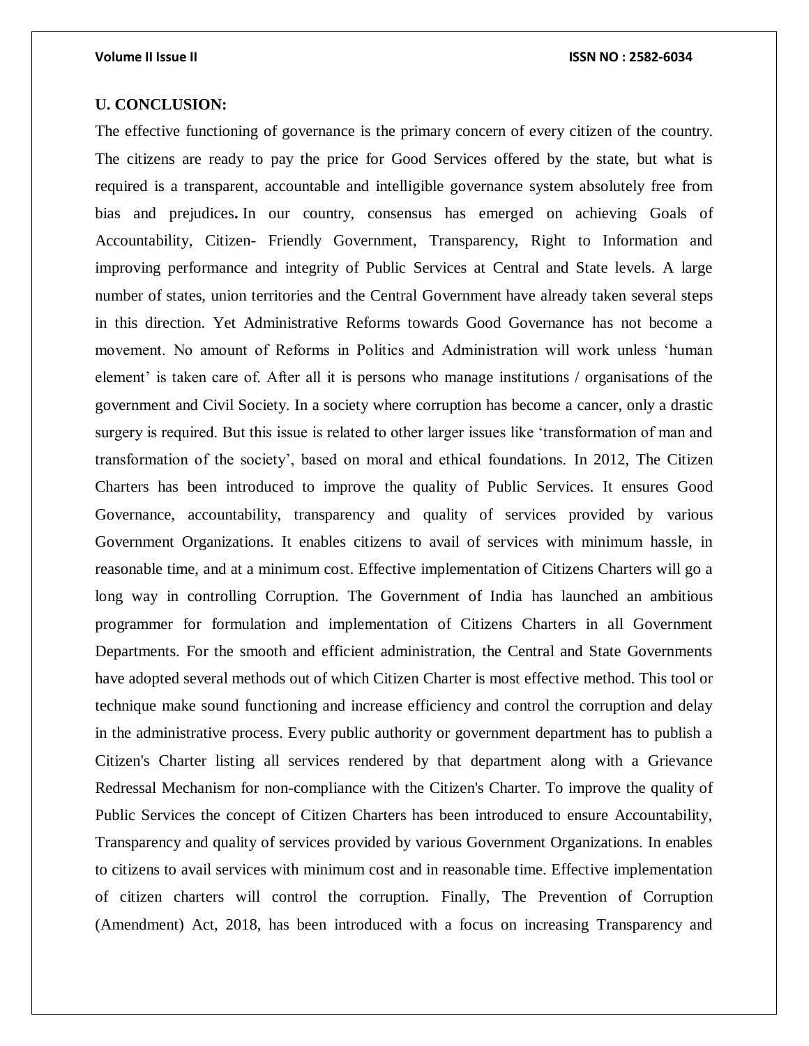## U. CONCLUSION:

The effective functioning of governance is the primary concern of every citizen of the country. The citizens are ready to pay the price for Good Services offered by the state, but what is required is a transparent, accountable and intelligible governance system absolutely free from bias and prejudices**.** In our country, consensus has emerged on achieving Goals of Accountability, Citizen- Friendly Government, Transparency, Right to Information and improving performance and integrity of Public Services at Central and State levels. A large number of states, union territories and the Central Government have already taken several steps in this direction. Yet Administrative Reforms towards Good Governance has not become a movement. No amount of Reforms in Politics and Administration will work unless 'human element' is taken care of. After all it is persons who manage institutions / organisations of the government and Civil Society. In a society where corruption has become a cancer, only a drastic surgery is required. But this issue is related to other larger issues like 'transformation of man and transformation of the society', based on moral and ethical foundations. In 2012, The Citizen Charters has been introduced to improve the quality of Public Services. It ensures Good Governance, accountability, transparency and quality of services provided by various Government Organizations. It enables citizens to avail of services with minimum hassle, in reasonable time, and at a minimum cost. Effective implementation of Citizens Charters will go a long way in controlling Corruption. The Government of India has launched an ambitious programmer for formulation and implementation of Citizens Charters in all Government Departments. For the smooth and efficient administration, the Central and State Governments have adopted several methods out of which Citizen Charter is most effective method. This tool or technique make sound functioning and increase efficiency and control the corruption and delay in the administrative process. Every public authority or government department has to publish a Citizen's Charter listing all services rendered by that department along with a Grievance Redressal Mechanism for non-compliance with the Citizen's Charter. To improve the quality of Public Services the concept of Citizen Charters has been introduced to ensure Accountability, Transparency and quality of services provided by various Government Organizations. In enables to citizens to avail services with minimum cost and in reasonable time. Effective implementation of citizen charters will control the corruption. Finally, The Prevention of Corruption (Amendment) Act, 2018, has been introduced with a focus on increasing Transparency and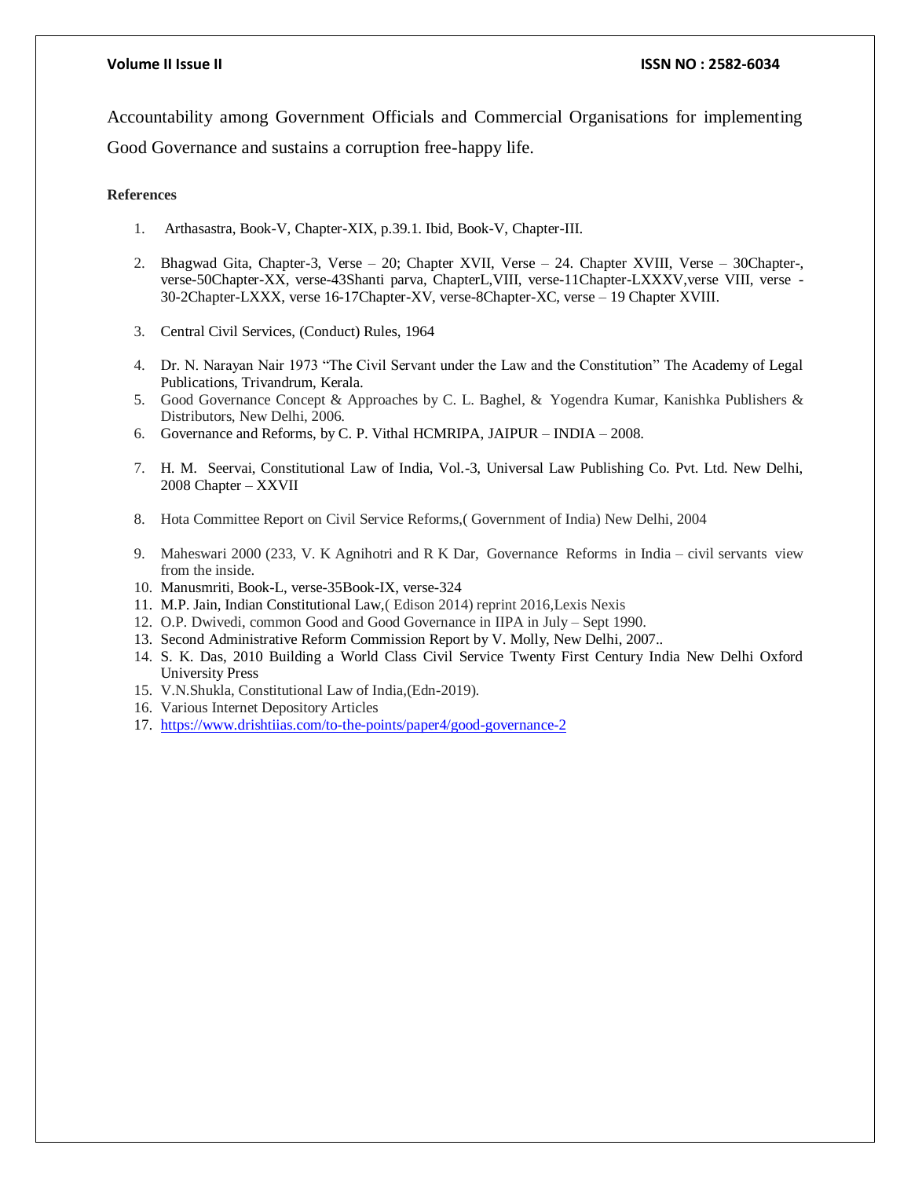Accountability among Government Officials and Commercial Organisations for implementing Good Governance and sustains a corruption free-happy life.

**References**

1. Arthasastra, Book-V, Chapter-XIX, p.39.1. Ibid, Book-V, Chapter-III.
2. Bhagwad Gita, Chapter-3, Verse – 20; Chapter XVII, Verse – 24. Chapter XVIII, Verse – 30Chapter-, verse-50Chapter-XX, verse-43Shanti parva, ChapterL,VIII, verse-11Chapter-LXXXV,verse VIII, verse -30-2Chapter-LXXX, verse 16-17Chapter-XV, verse-8Chapter-XC, verse – 19 Chapter XVIII.
3. Central Civil Services, (Conduct) Rules, 1964
4. Dr. N. Narayan Nair 1973 "The Civil Servant under the Law and the Constitution" The Academy of Legal Publications, Trivandrum, Kerala.
5. Good Governance Concept & Approaches by C. L. Baghel, & Yogendra Kumar, Kanishka Publishers & Distributors, New Delhi, 2006.
6. Governance and Reforms, by C. P. Vithal HCMRIPA, JAIPUR – INDIA – 2008.
7. H. M. Seervai, Constitutional Law of India, Vol.-3, Universal Law Publishing Co. Pvt. Ltd. New Delhi, 2008 Chapter – XXVII
8. Hota Committee Report on Civil Service Reforms,( Government of India) New Delhi, 2004
9. Maheswari 2000 (233, V. K Agnihotri and R K Dar, Governance Reforms in India – civil servants view from the inside.
10. Manusmriti, Book-L, verse-35Book-IX, verse-324
11. M.P. Jain, Indian Constitutional Law,( Edison 2014) reprint 2016,Lexis Nexis
12. O.P. Dwivedi, common Good and Good Governance in IIPA in July – Sept 1990.
13. Second Administrative Reform Commission Report by V. Molly, New Delhi, 2007..
14. S. K. Das, 2010 Building a World Class Civil Service Twenty First Century India New Delhi Oxford University Press
15. V.N.Shukla, Constitutional Law of India,(Edn-2019).
16. Various Internet Depository Articles
17. https://www.drishtiias.com/to-the-points/paper4/good-governance-2